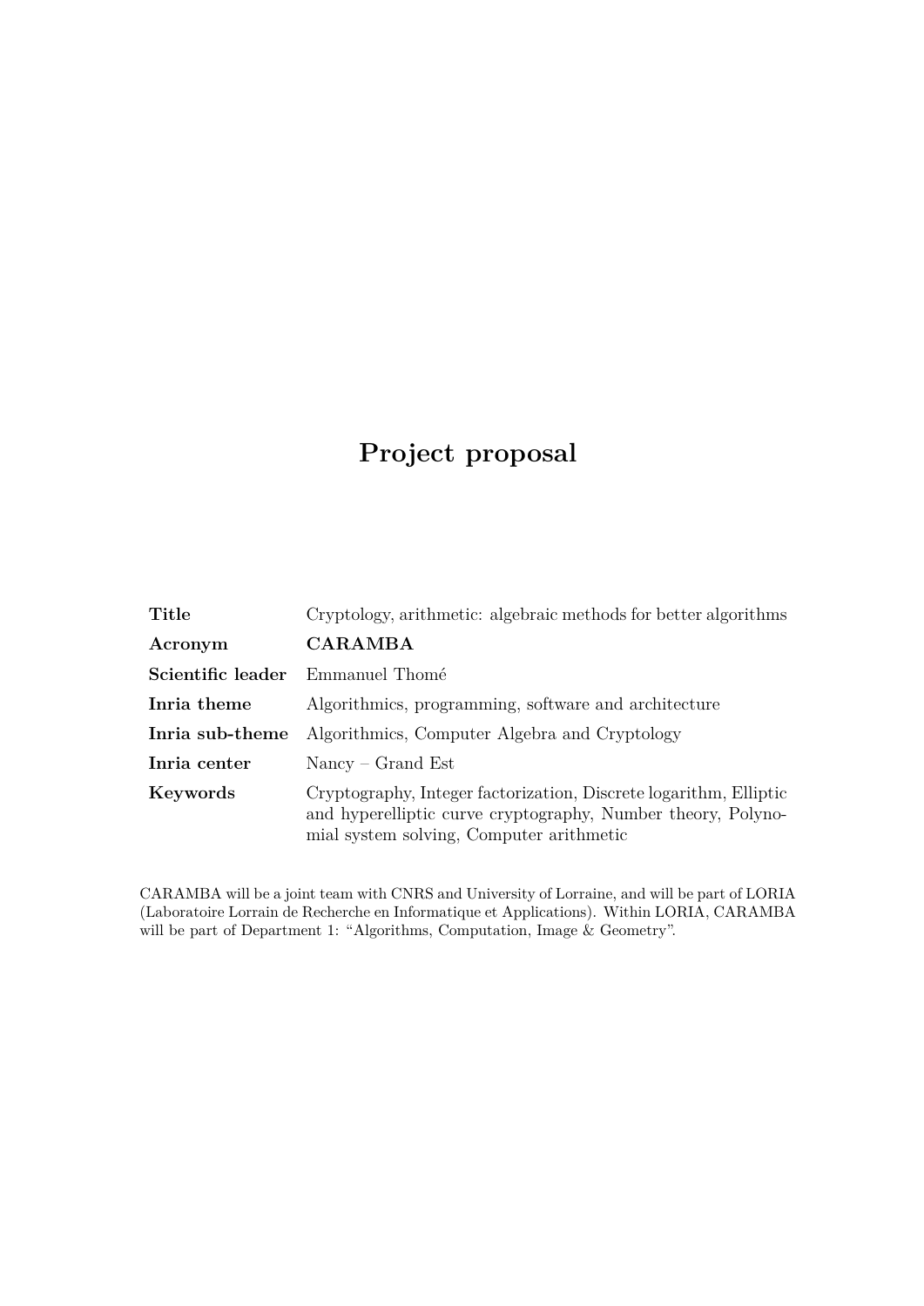# Project proposal

| | |
|---|---|
| **Title** | Cryptology, arithmetic: algebraic methods for better algorithms |
| **Acronym** | **CARAMBA** |
| **Scientific leader** | Emmanuel Thomé |
| **Inria theme** | Algorithmics, programming, software and architecture |
| **Inria sub-theme** | Algorithmics, Computer Algebra and Cryptology |
| **Inria center** | Nancy – Grand Est |
| **Keywords** | Cryptography, Integer factorization, Discrete logarithm, Elliptic and hyperelliptic curve cryptography, Number theory, Polynomial system solving, Computer arithmetic |

CARAMBA will be a joint team with CNRS and University of Lorraine, and will be part of LORIA (Laboratoire Lorrain de Recherche en Informatique et Applications). Within LORIA, CARAMBA will be part of Department 1: "Algorithms, Computation, Image & Geometry".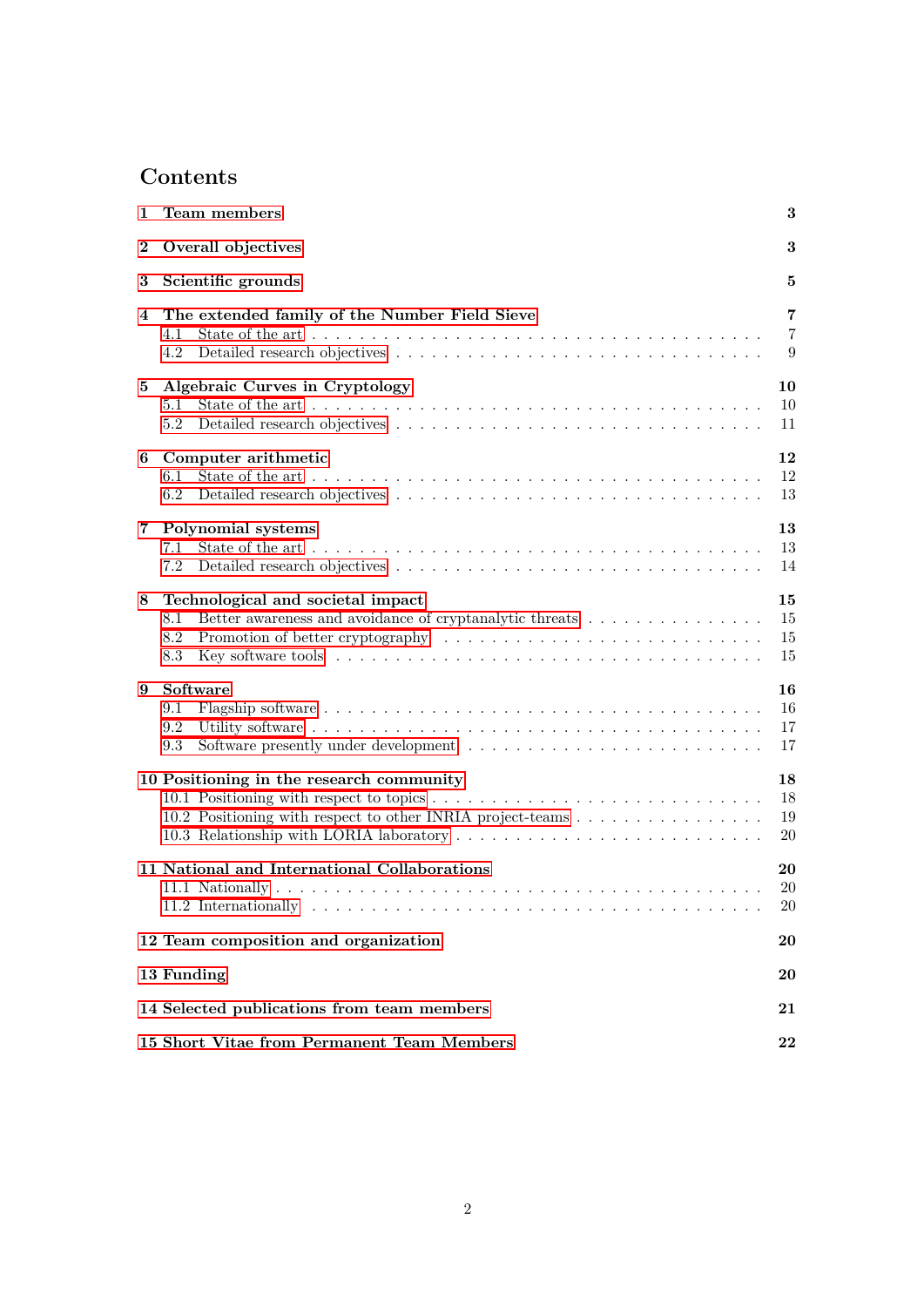# Contents

- **1 Team members** — **3**
- **2 Overall objectives** — **3**
- **3 Scientific grounds** — **5**
- **4 The extended family of the Number Field Sieve** — **7**
  - 4.1 State of the art — 7
  - 4.2 Detailed research objectives — 9
- **5 Algebraic Curves in Cryptology** — **10**
  - 5.1 State of the art — 10
  - 5.2 Detailed research objectives — 11
- **6 Computer arithmetic** — **12**
  - 6.1 State of the art — 12
  - 6.2 Detailed research objectives — 13
- **7 Polynomial systems** — **13**
  - 7.1 State of the art — 13
  - 7.2 Detailed research objectives — 14
- **8 Technological and societal impact** — **15**
  - 8.1 Better awareness and avoidance of cryptanalytic threats — 15
  - 8.2 Promotion of better cryptography — 15
  - 8.3 Key software tools — 15
- **9 Software** — **16**
  - 9.1 Flagship software — 16
  - 9.2 Utility software — 17
  - 9.3 Software presently under development — 17
- **10 Positioning in the research community** — **18**
  - 10.1 Positioning with respect to topics — 18
  - 10.2 Positioning with respect to other INRIA project-teams — 19
  - 10.3 Relationship with LORIA laboratory — 20
- **11 National and International Collaborations** — **20**
  - 11.1 Nationally — 20
  - 11.2 Internationally — 20
- **12 Team composition and organization** — **20**
- **13 Funding** — **20**
- **14 Selected publications from team members** — **21**
- **15 Short Vitae from Permanent Team Members** — **22**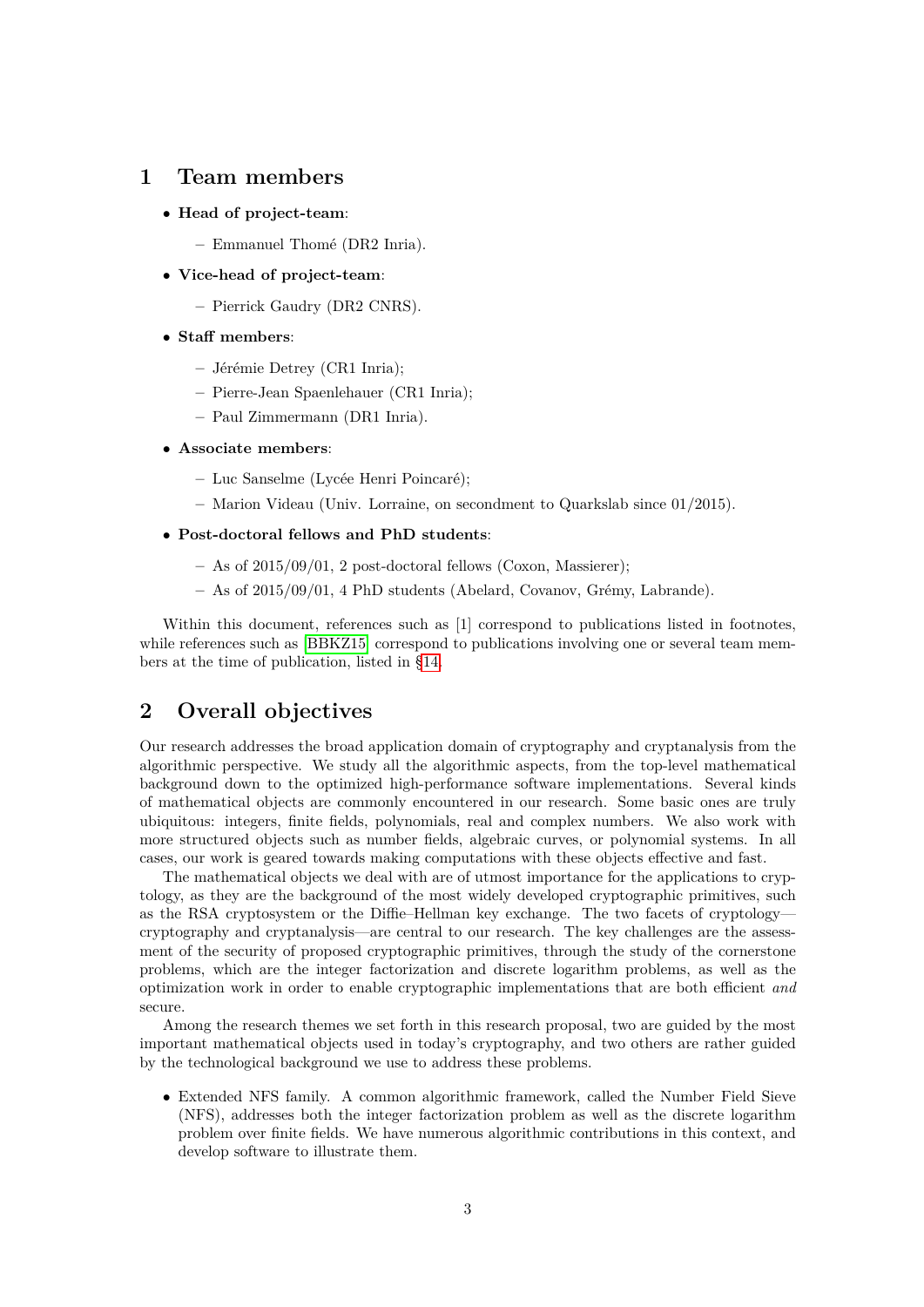## 1 Team members

- **Head of project-team**:
  - Emmanuel Thomé (DR2 Inria).
- **Vice-head of project-team**:
  - Pierrick Gaudry (DR2 CNRS).
- **Staff members**:
  - Jérémie Detrey (CR1 Inria);
  - Pierre-Jean Spaenlehauer (CR1 Inria);
  - Paul Zimmermann (DR1 Inria).
- **Associate members**:
  - Luc Sanselme (Lycée Henri Poincaré);
  - Marion Videau (Univ. Lorraine, on secondment to Quarkslab since 01/2015).
- **Post-doctoral fellows and PhD students**:
  - As of 2015/09/01, 2 post-doctoral fellows (Coxon, Massierer);
  - As of 2015/09/01, 4 PhD students (Abelard, Covanov, Grémy, Labrande).

Within this document, references such as [1] correspond to publications listed in footnotes, while references such as [BBKZ15] correspond to publications involving one or several team members at the time of publication, listed in §14.

## 2 Overall objectives

Our research addresses the broad application domain of cryptography and cryptanalysis from the algorithmic perspective. We study all the algorithmic aspects, from the top-level mathematical background down to the optimized high-performance software implementations. Several kinds of mathematical objects are commonly encountered in our research. Some basic ones are truly ubiquitous: integers, finite fields, polynomials, real and complex numbers. We also work with more structured objects such as number fields, algebraic curves, or polynomial systems. In all cases, our work is geared towards making computations with these objects effective and fast.

The mathematical objects we deal with are of utmost importance for the applications to cryptology, as they are the background of the most widely developed cryptographic primitives, such as the RSA cryptosystem or the Diffie–Hellman key exchange. The two facets of cryptology—cryptography and cryptanalysis—are central to our research. The key challenges are the assessment of the security of proposed cryptographic primitives, through the study of the cornerstone problems, which are the integer factorization and discrete logarithm problems, as well as the optimization work in order to enable cryptographic implementations that are both efficient *and* secure.

Among the research themes we set forth in this research proposal, two are guided by the most important mathematical objects used in today's cryptography, and two others are rather guided by the technological background we use to address these problems.

- Extended NFS family. A common algorithmic framework, called the Number Field Sieve (NFS), addresses both the integer factorization problem as well as the discrete logarithm problem over finite fields. We have numerous algorithmic contributions in this context, and develop software to illustrate them.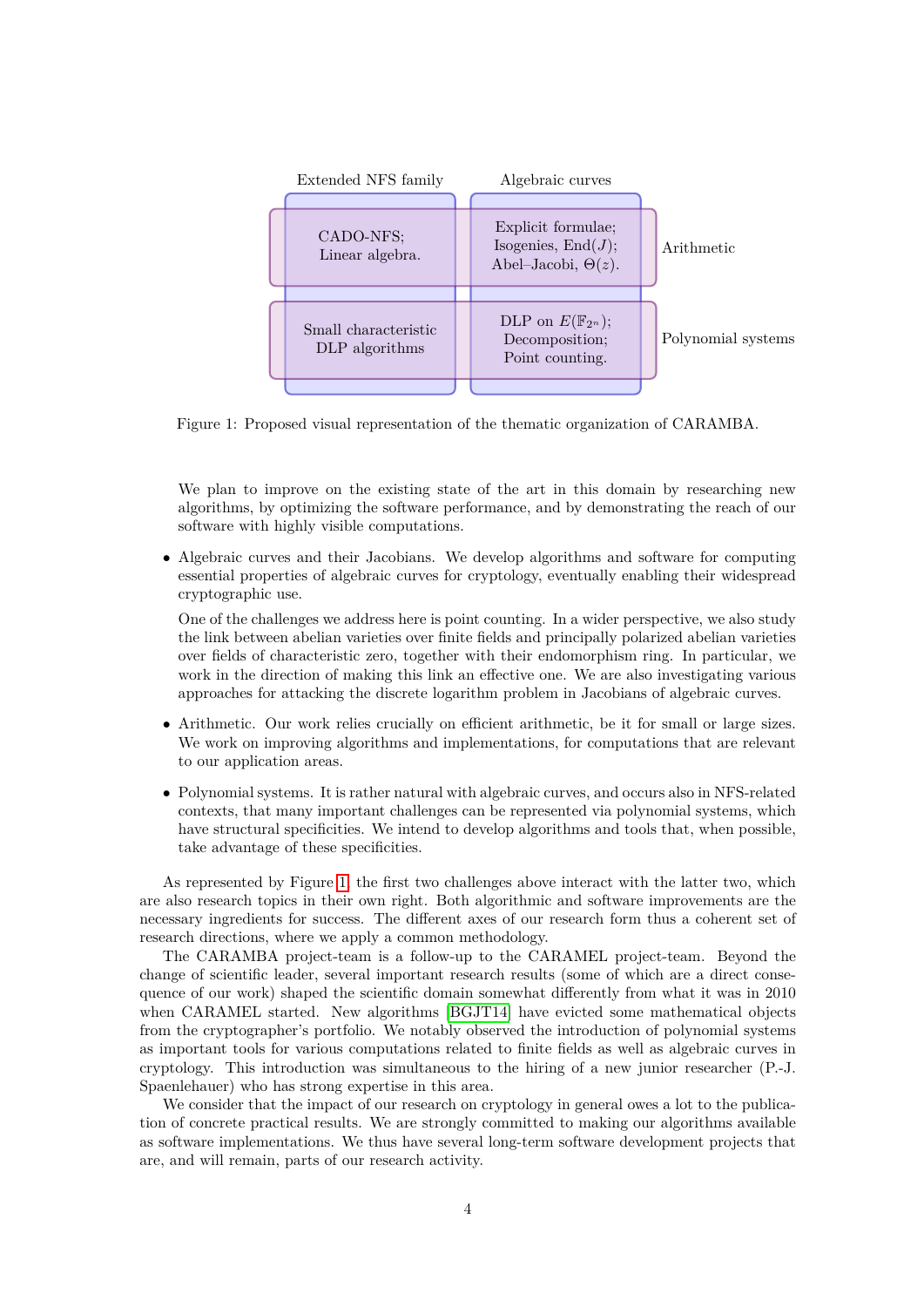| | Extended NFS family | Algebraic curves | |
|---|---|---|---|
| | CADO-NFS; Linear algebra. | Explicit formulae; Isogenies, End($J$); Abel–Jacobi, $\Theta(z)$. | Arithmetic |
| | Small characteristic DLP algorithms | DLP on $E(\mathbb{F}_{2^n})$; Decomposition; Point counting. | Polynomial systems |

Figure 1: Proposed visual representation of the thematic organization of CARAMBA.

We plan to improve on the existing state of the art in this domain by researching new algorithms, by optimizing the software performance, and by demonstrating the reach of our software with highly visible computations.

- Algebraic curves and their Jacobians. We develop algorithms and software for computing essential properties of algebraic curves for cryptology, eventually enabling their widespread cryptographic use.

  One of the challenges we address here is point counting. In a wider perspective, we also study the link between abelian varieties over finite fields and principally polarized abelian varieties over fields of characteristic zero, together with their endomorphism ring. In particular, we work in the direction of making this link an effective one. We are also investigating various approaches for attacking the discrete logarithm problem in Jacobians of algebraic curves.

- Arithmetic. Our work relies crucially on efficient arithmetic, be it for small or large sizes. We work on improving algorithms and implementations, for computations that are relevant to our application areas.

- Polynomial systems. It is rather natural with algebraic curves, and occurs also in NFS-related contexts, that many important challenges can be represented via polynomial systems, which have structural specificities. We intend to develop algorithms and tools that, when possible, take advantage of these specificities.

As represented by Figure 1, the first two challenges above interact with the latter two, which are also research topics in their own right. Both algorithmic and software improvements are the necessary ingredients for success. The different axes of our research form thus a coherent set of research directions, where we apply a common methodology.

The CARAMBA project-team is a follow-up to the CARAMEL project-team. Beyond the change of scientific leader, several important research results (some of which are a direct consequence of our work) shaped the scientific domain somewhat differently from what it was in 2010 when CARAMEL started. New algorithms [BGJT14] have evicted some mathematical objects from the cryptographer's portfolio. We notably observed the introduction of polynomial systems as important tools for various computations related to finite fields as well as algebraic curves in cryptology. This introduction was simultaneous to the hiring of a new junior researcher (P.-J. Spaenlehauer) who has strong expertise in this area.

We consider that the impact of our research on cryptology in general owes a lot to the publication of concrete practical results. We are strongly committed to making our algorithms available as software implementations. We thus have several long-term software development projects that are, and will remain, parts of our research activity.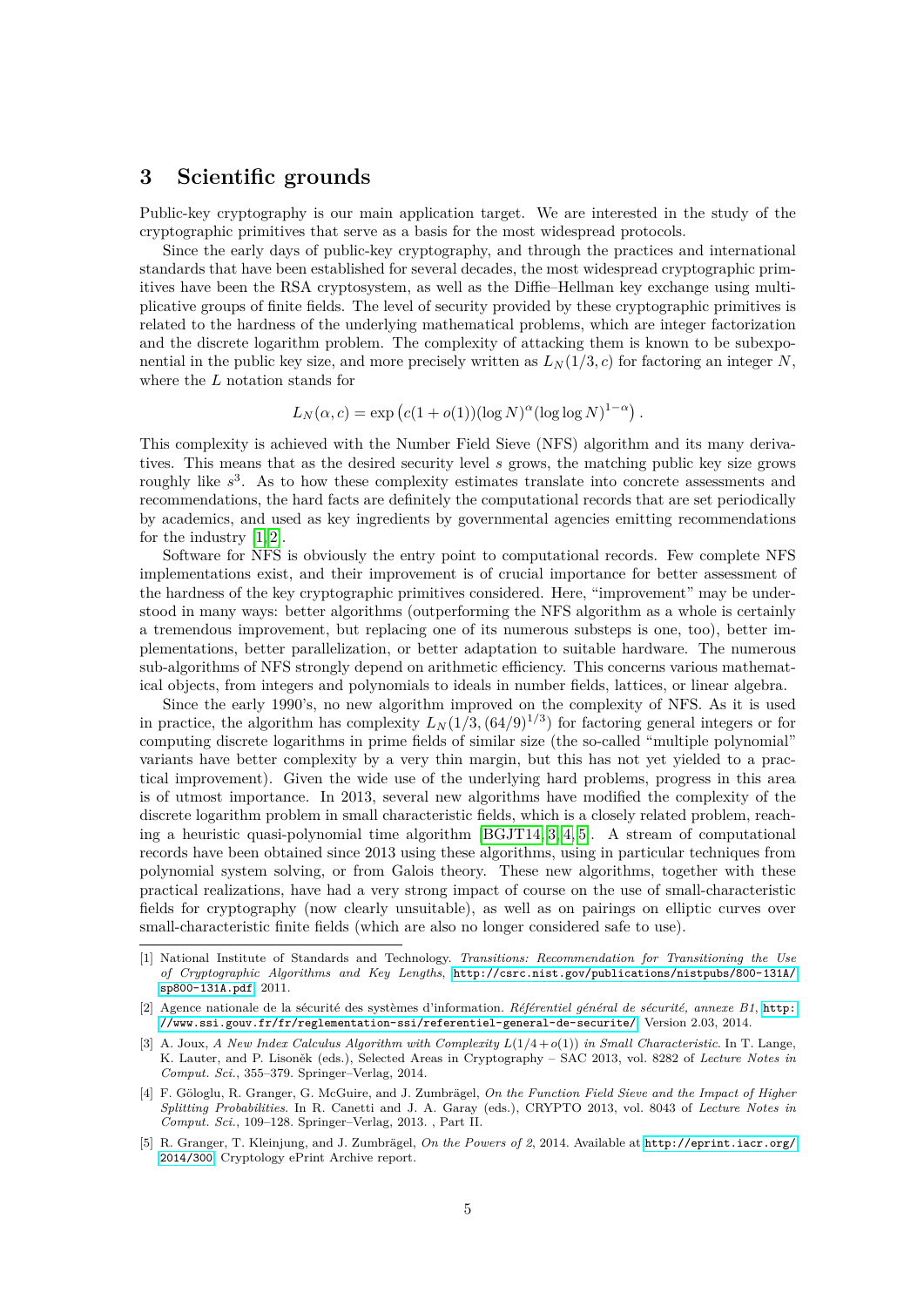## 3 Scientific grounds

Public-key cryptography is our main application target. We are interested in the study of the cryptographic primitives that serve as a basis for the most widespread protocols.

Since the early days of public-key cryptography, and through the practices and international standards that have been established for several decades, the most widespread cryptographic primitives have been the RSA cryptosystem, as well as the Diffie–Hellman key exchange using multiplicative groups of finite fields. The level of security provided by these cryptographic primitives is related to the hardness of the underlying mathematical problems, which are integer factorization and the discrete logarithm problem. The complexity of attacking them is known to be subexponential in the public key size, and more precisely written as $L_N(1/3, c)$ for factoring an integer $N$, where the $L$ notation stands for

$$L_N(\alpha, c) = \exp\left(c(1 + o(1))(\log N)^{\alpha}(\log \log N)^{1-\alpha}\right).$$

This complexity is achieved with the Number Field Sieve (NFS) algorithm and its many derivatives. This means that as the desired security level $s$ grows, the matching public key size grows roughly like $s^3$. As to how these complexity estimates translate into concrete assessments and recommendations, the hard facts are definitely the computational records that are set periodically by academics, and used as key ingredients by governmental agencies emitting recommendations for the industry [1, 2].

Software for NFS is obviously the entry point to computational records. Few complete NFS implementations exist, and their improvement is of crucial importance for better assessment of the hardness of the key cryptographic primitives considered. Here, "improvement" may be understood in many ways: better algorithms (outperforming the NFS algorithm as a whole is certainly a tremendous improvement, but replacing one of its numerous substeps is one, too), better implementations, better parallelization, or better adaptation to suitable hardware. The numerous sub-algorithms of NFS strongly depend on arithmetic efficiency. This concerns various mathematical objects, from integers and polynomials to ideals in number fields, lattices, or linear algebra.

Since the early 1990's, no new algorithm improved on the complexity of NFS. As it is used in practice, the algorithm has complexity $L_N(1/3, (64/9)^{1/3})$ for factoring general integers or for computing discrete logarithms in prime fields of similar size (the so-called "multiple polynomial" variants have better complexity by a very thin margin, but this has not yet yielded to a practical improvement). Given the wide use of the underlying hard problems, progress in this area is of utmost importance. In 2013, several new algorithms have modified the complexity of the discrete logarithm problem in small characteristic fields, which is a closely related problem, reaching a heuristic quasi-polynomial time algorithm [BGJT14, 3, 4, 5]. A stream of computational records have been obtained since 2013 using these algorithms, using in particular techniques from polynomial system solving, or from Galois theory. These new algorithms, together with these practical realizations, have had a very strong impact of course on the use of small-characteristic fields for cryptography (now clearly unsuitable), as well as on pairings on elliptic curves over small-characteristic finite fields (which are also no longer considered safe to use).

---

[1] National Institute of Standards and Technology. *Transitions: Recommendation for Transitioning the Use of Cryptographic Algorithms and Key Lengths*, http://csrc.nist.gov/publications/nistpubs/800-131A/sp800-131A.pdf, 2011.

[2] Agence nationale de la sécurité des systèmes d'information. *Référentiel général de sécurité, annexe B1*, http://www.ssi.gouv.fr/fr/reglementation-ssi/referentiel-general-de-securite/, Version 2.03, 2014.

[3] A. Joux, *A New Index Calculus Algorithm with Complexity $L(1/4+o(1))$ in Small Characteristic*. In T. Lange, K. Lauter, and P. Lisoněk (eds.), Selected Areas in Cryptography – SAC 2013, vol. 8282 of *Lecture Notes in Comput. Sci.*, 355–379. Springer–Verlag, 2014.

[4] F. Göloglu, R. Granger, G. McGuire, and J. Zumbrägel, *On the Function Field Sieve and the Impact of Higher Splitting Probabilities*. In R. Canetti and J. A. Garay (eds.), CRYPTO 2013, vol. 8043 of *Lecture Notes in Comput. Sci.*, 109–128. Springer–Verlag, 2013. , Part II.

[5] R. Granger, T. Kleinjung, and J. Zumbrägel, *On the Powers of 2*, 2014. Available at http://eprint.iacr.org/2014/300. Cryptology ePrint Archive report.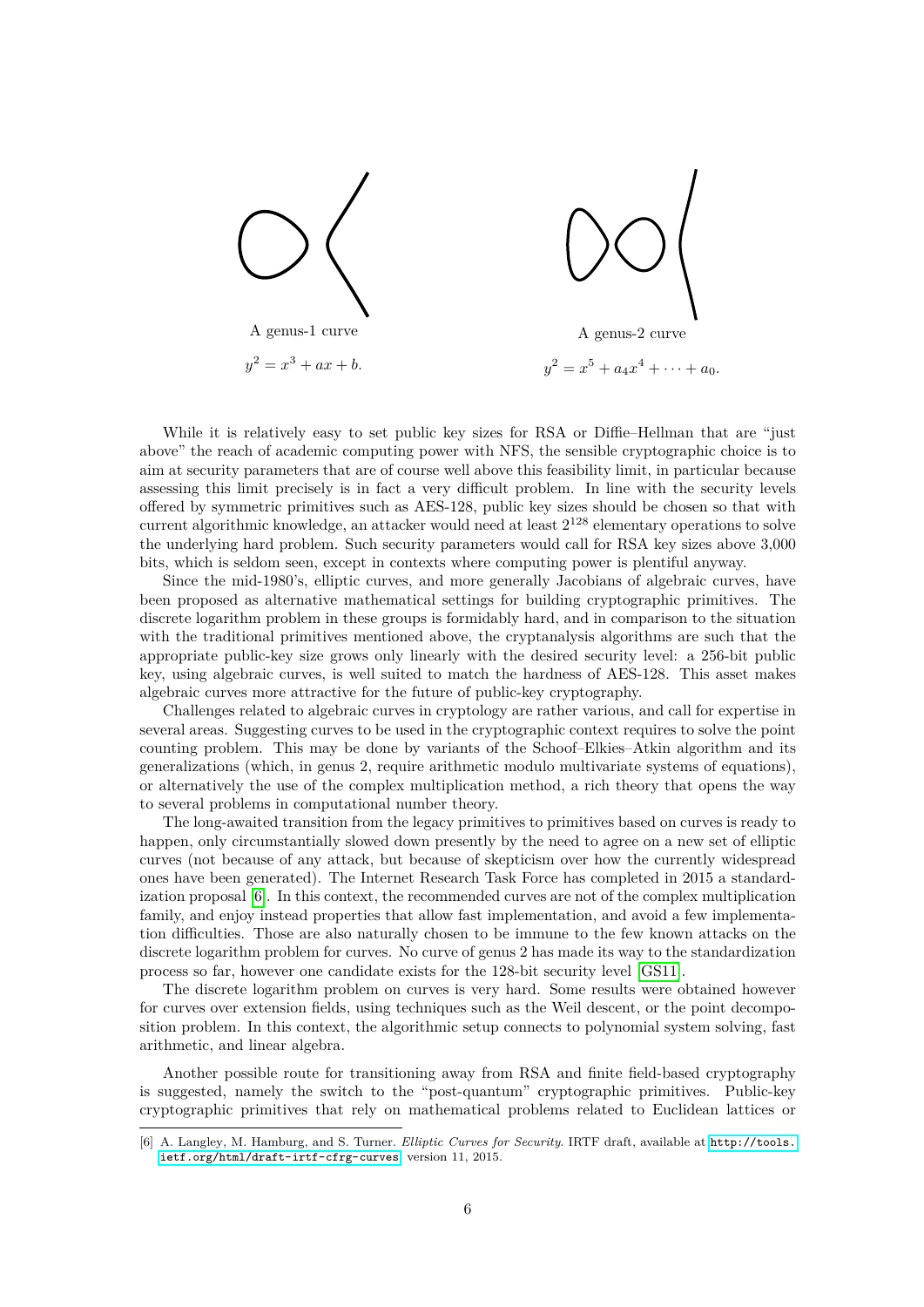A genus-1 curve

$y^2 = x^3 + ax + b.$

A genus-2 curve

$y^2 = x^5 + a_4x^4 + \cdots + a_0.$

While it is relatively easy to set public key sizes for RSA or Diffie–Hellman that are "just above" the reach of academic computing power with NFS, the sensible cryptographic choice is to aim at security parameters that are of course well above this feasibility limit, in particular because assessing this limit precisely is in fact a very difficult problem. In line with the security levels offered by symmetric primitives such as AES-128, public key sizes should be chosen so that with current algorithmic knowledge, an attacker would need at least $2^{128}$ elementary operations to solve the underlying hard problem. Such security parameters would call for RSA key sizes above 3,000 bits, which is seldom seen, except in contexts where computing power is plentiful anyway.

Since the mid-1980's, elliptic curves, and more generally Jacobians of algebraic curves, have been proposed as alternative mathematical settings for building cryptographic primitives. The discrete logarithm problem in these groups is formidably hard, and in comparison to the situation with the traditional primitives mentioned above, the cryptanalysis algorithms are such that the appropriate public-key size grows only linearly with the desired security level: a 256-bit public key, using algebraic curves, is well suited to match the hardness of AES-128. This asset makes algebraic curves more attractive for the future of public-key cryptography.

Challenges related to algebraic curves in cryptology are rather various, and call for expertise in several areas. Suggesting curves to be used in the cryptographic context requires to solve the point counting problem. This may be done by variants of the Schoof–Elkies–Atkin algorithm and its generalizations (which, in genus 2, require arithmetic modulo multivariate systems of equations), or alternatively the use of the complex multiplication method, a rich theory that opens the way to several problems in computational number theory.

The long-awaited transition from the legacy primitives to primitives based on curves is ready to happen, only circumstantially slowed down presently by the need to agree on a new set of elliptic curves (not because of any attack, but because of skepticism over how the currently widespread ones have been generated). The Internet Research Task Force has completed in 2015 a standardization proposal [6]. In this context, the recommended curves are not of the complex multiplication family, and enjoy instead properties that allow fast implementation, and avoid a few implementation difficulties. Those are also naturally chosen to be immune to the few known attacks on the discrete logarithm problem for curves. No curve of genus 2 has made its way to the standardization process so far, however one candidate exists for the 128-bit security level [GS11].

The discrete logarithm problem on curves is very hard. Some results were obtained however for curves over extension fields, using techniques such as the Weil descent, or the point decomposition problem. In this context, the algorithmic setup connects to polynomial system solving, fast arithmetic, and linear algebra.

Another possible route for transitioning away from RSA and finite field-based cryptography is suggested, namely the switch to the "post-quantum" cryptographic primitives. Public-key cryptographic primitives that rely on mathematical problems related to Euclidean lattices or

[6] A. Langley, M. Hamburg, and S. Turner. *Elliptic Curves for Security*. IRTF draft, available at http://tools.ietf.org/html/draft-irtf-cfrg-curves, version 11, 2015.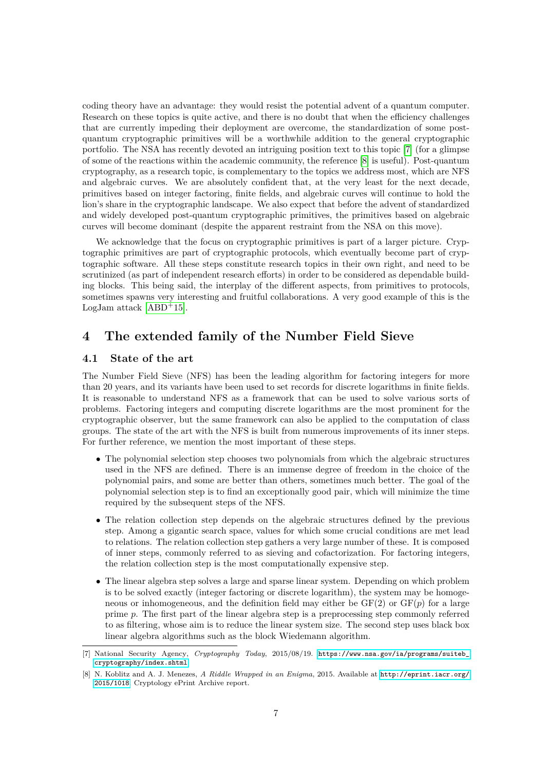coding theory have an advantage: they would resist the potential advent of a quantum computer. Research on these topics is quite active, and there is no doubt that when the efficiency challenges that are currently impeding their deployment are overcome, the standardization of some post-quantum cryptographic primitives will be a worthwhile addition to the general cryptographic portfolio. The NSA has recently devoted an intriguing position text to this topic [7] (for a glimpse of some of the reactions within the academic community, the reference [8] is useful). Post-quantum cryptography, as a research topic, is complementary to the topics we address most, which are NFS and algebraic curves. We are absolutely confident that, at the very least for the next decade, primitives based on integer factoring, finite fields, and algebraic curves will continue to hold the lion's share in the cryptographic landscape. We also expect that before the advent of standardized and widely developed post-quantum cryptographic primitives, the primitives based on algebraic curves will become dominant (despite the apparent restraint from the NSA on this move).

We acknowledge that the focus on cryptographic primitives is part of a larger picture. Cryptographic primitives are part of cryptographic protocols, which eventually become part of cryptographic software. All these steps constitute research topics in their own right, and need to be scrutinized (as part of independent research efforts) in order to be considered as dependable building blocks. This being said, the interplay of the different aspects, from primitives to protocols, sometimes spawns very interesting and fruitful collaborations. A very good example of this is the LogJam attack [ABD+15].

# 4 The extended family of the Number Field Sieve

## 4.1 State of the art

The Number Field Sieve (NFS) has been the leading algorithm for factoring integers for more than 20 years, and its variants have been used to set records for discrete logarithms in finite fields. It is reasonable to understand NFS as a framework that can be used to solve various sorts of problems. Factoring integers and computing discrete logarithms are the most prominent for the cryptographic observer, but the same framework can also be applied to the computation of class groups. The state of the art with the NFS is built from numerous improvements of its inner steps. For further reference, we mention the most important of these steps.

- The polynomial selection step chooses two polynomials from which the algebraic structures used in the NFS are defined. There is an immense degree of freedom in the choice of the polynomial pairs, and some are better than others, sometimes much better. The goal of the polynomial selection step is to find an exceptionally good pair, which will minimize the time required by the subsequent steps of the NFS.
- The relation collection step depends on the algebraic structures defined by the previous step. Among a gigantic search space, values for which some crucial conditions are met lead to relations. The relation collection step gathers a very large number of these. It is composed of inner steps, commonly referred to as sieving and cofactorization. For factoring integers, the relation collection step is the most computationally expensive step.
- The linear algebra step solves a large and sparse linear system. Depending on which problem is to be solved exactly (integer factoring or discrete logarithm), the system may be homogeneous or inhomogeneous, and the definition field may either be GF(2) or GF($p$) for a large prime $p$. The first part of the linear algebra step is a preprocessing step commonly referred to as filtering, whose aim is to reduce the linear system size. The second step uses black box linear algebra algorithms such as the block Wiedemann algorithm.

---

[7] National Security Agency, *Cryptography Today*, 2015/08/19. https://www.nsa.gov/ia/programs/suiteb_cryptography/index.shtml

[8] N. Koblitz and A. J. Menezes, *A Riddle Wrapped in an Enigma*, 2015. Available at http://eprint.iacr.org/2015/1018. Cryptology ePrint Archive report.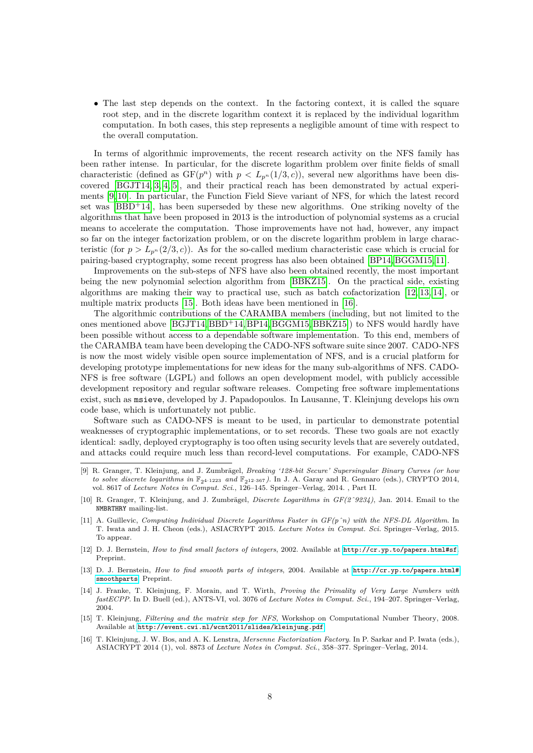- The last step depends on the context. In the factoring context, it is called the square root step, and in the discrete logarithm context it is replaced by the individual logarithm computation. In both cases, this step represents a negligible amount of time with respect to the overall computation.

In terms of algorithmic improvements, the recent research activity on the NFS family has been rather intense. In particular, for the discrete logarithm problem over finite fields of small characteristic (defined as $\mathrm{GF}(p^n)$ with $p < L_{p^n}(1/3, c)$), several new algorithms have been discovered [BGJT14, 3, 4, 5], and their practical reach has been demonstrated by actual experiments [9, 10]. In particular, the Function Field Sieve variant of NFS, for which the latest record set was [BBD+14], has been superseded by these new algorithms. One striking novelty of the algorithms that have been proposed in 2013 is the introduction of polynomial systems as a crucial means to accelerate the computation. Those improvements have not had, however, any impact so far on the integer factorization problem, or on the discrete logarithm problem in large characteristic (for $p > L_{p^n}(2/3, c)$). As for the so-called medium characteristic case which is crucial for pairing-based cryptography, some recent progress has also been obtained [BP14, BGGM15, 11].

Improvements on the sub-steps of NFS have also been obtained recently, the most important being the new polynomial selection algorithm from [BBKZ15]. On the practical side, existing algorithms are making their way to practical use, such as batch cofactorization [12, 13, 14], or multiple matrix products [15]. Both ideas have been mentioned in [16].

The algorithmic contributions of the CARAMBA members (including, but not limited to the ones mentioned above [BGJT14, BBD+14, BP14, BGGM15, BBKZ15]) to NFS would hardly have been possible without access to a dependable software implementation. To this end, members of the CARAMBA team have been developing the CADO-NFS software suite since 2007. CADO-NFS is now the most widely visible open source implementation of NFS, and is a crucial platform for developing prototype implementations for new ideas for the many sub-algorithms of NFS. CADO-NFS is free software (LGPL) and follows an open development model, with publicly accessible development repository and regular software releases. Competing free software implementations exist, such as `msieve`, developed by J. Papadopoulos. In Lausanne, T. Kleinjung develops his own code base, which is unfortunately not public.

Software such as CADO-NFS is meant to be used, in particular to demonstrate potential weaknesses of cryptographic implementations, or to set records. These two goals are not exactly identical: sadly, deployed cryptography is too often using security levels that are severely outdated, and attacks could require much less than record-level computations. For example, CADO-NFS

---

[9] R. Granger, T. Kleinjung, and J. Zumbrägel, *Breaking '128-bit Secure' Supersingular Binary Curves (or how to solve discrete logarithms in $\mathbb{F}_{2^{4\cdot 1223}}$ and $\mathbb{F}_{2^{12\cdot 367}}$)*. In J. A. Garay and R. Gennaro (eds.), CRYPTO 2014, vol. 8617 of *Lecture Notes in Comput. Sci.*, 126–145. Springer–Verlag, 2014. , Part II.

[10] R. Granger, T. Kleinjung, and J. Zumbrägel, *Discrete Logarithms in GF(2^9234)*, Jan. 2014. Email to the NMBRTHRY mailing-list.

[11] A. Guillevic, *Computing Individual Discrete Logarithms Faster in GF(p^n) with the NFS-DL Algorithm*. In T. Iwata and J. H. Cheon (eds.), ASIACRYPT 2015. *Lecture Notes in Comput. Sci.* Springer–Verlag, 2015. To appear.

[12] D. J. Bernstein, *How to find small factors of integers*, 2002. Available at `http://cr.yp.to/papers.html#sf`. Preprint.

[13] D. J. Bernstein, *How to find smooth parts of integers*, 2004. Available at `http://cr.yp.to/papers.html#smoothparts`. Preprint.

[14] J. Franke, T. Kleinjung, F. Morain, and T. Wirth, *Proving the Primality of Very Large Numbers with fastECPP*. In D. Buell (ed.), ANTS-VI, vol. 3076 of *Lecture Notes in Comput. Sci.*, 194–207. Springer–Verlag, 2004.

[15] T. Kleinjung, *Filtering and the matrix step for NFS*, Workshop on Computational Number Theory, 2008. Available at `http://event.cwi.nl/wcnt2011/slides/kleinjung.pdf`.

[16] T. Kleinjung, J. W. Bos, and A. K. Lenstra, *Mersenne Factorization Factory*. In P. Sarkar and P. Iwata (eds.), ASIACRYPT 2014 (1), vol. 8873 of *Lecture Notes in Comput. Sci.*, 358–377. Springer–Verlag, 2014.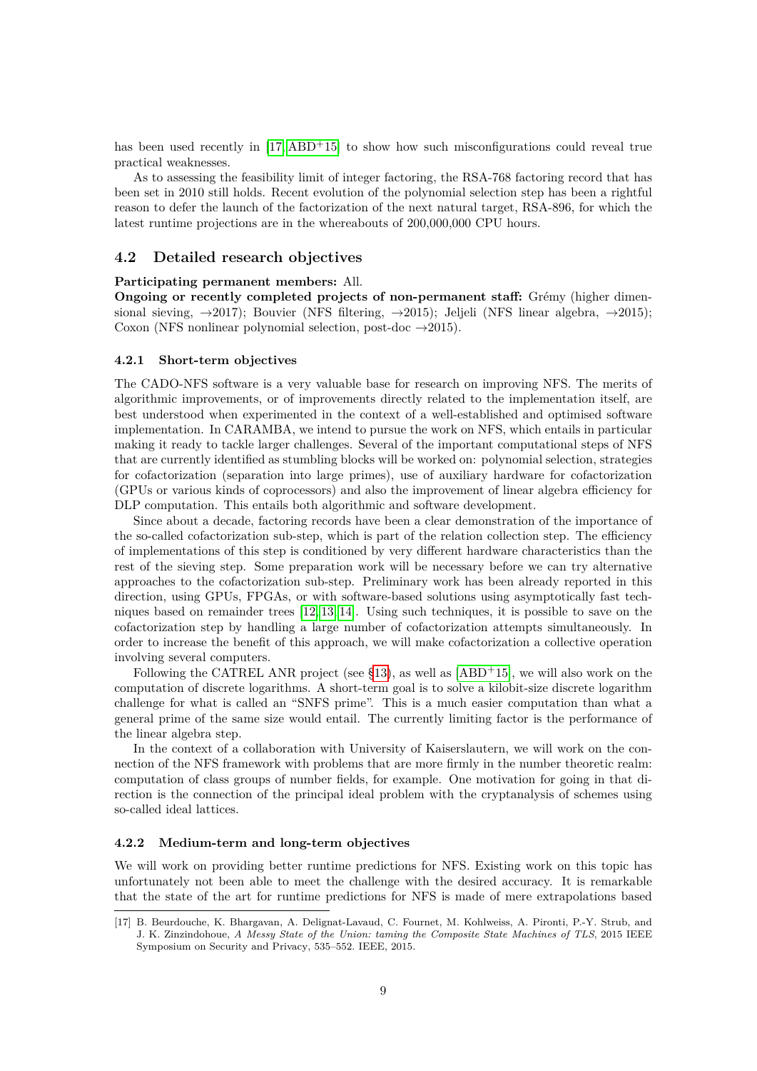has been used recently in [17, ABD+15] to show how such misconfigurations could reveal true practical weaknesses.

As to assessing the feasibility limit of integer factoring, the RSA-768 factoring record that has been set in 2010 still holds. Recent evolution of the polynomial selection step has been a rightful reason to defer the launch of the factorization of the next natural target, RSA-896, for which the latest runtime projections are in the whereabouts of 200,000,000 CPU hours.

## 4.2 Detailed research objectives

**Participating permanent members:** All.
**Ongoing or recently completed projects of non-permanent staff:** Grémy (higher dimensional sieving, →2017); Bouvier (NFS filtering, →2015); Jeljeli (NFS linear algebra, →2015); Coxon (NFS nonlinear polynomial selection, post-doc →2015).

### 4.2.1 Short-term objectives

The CADO-NFS software is a very valuable base for research on improving NFS. The merits of algorithmic improvements, or of improvements directly related to the implementation itself, are best understood when experimented in the context of a well-established and optimised software implementation. In CARAMBA, we intend to pursue the work on NFS, which entails in particular making it ready to tackle larger challenges. Several of the important computational steps of NFS that are currently identified as stumbling blocks will be worked on: polynomial selection, strategies for cofactorization (separation into large primes), use of auxiliary hardware for cofactorization (GPUs or various kinds of coprocessors) and also the improvement of linear algebra efficiency for DLP computation. This entails both algorithmic and software development.

Since about a decade, factoring records have been a clear demonstration of the importance of the so-called cofactorization sub-step, which is part of the relation collection step. The efficiency of implementations of this step is conditioned by very different hardware characteristics than the rest of the sieving step. Some preparation work will be necessary before we can try alternative approaches to the cofactorization sub-step. Preliminary work has been already reported in this direction, using GPUs, FPGAs, or with software-based solutions using asymptotically fast techniques based on remainder trees [12, 13, 14]. Using such techniques, it is possible to save on the cofactorization step by handling a large number of cofactorization attempts simultaneously. In order to increase the benefit of this approach, we will make cofactorization a collective operation involving several computers.

Following the CATREL ANR project (see §13), as well as [ABD+15], we will also work on the computation of discrete logarithms. A short-term goal is to solve a kilobit-size discrete logarithm challenge for what is called an "SNFS prime". This is a much easier computation than what a general prime of the same size would entail. The currently limiting factor is the performance of the linear algebra step.

In the context of a collaboration with University of Kaiserslautern, we will work on the connection of the NFS framework with problems that are more firmly in the number theoretic realm: computation of class groups of number fields, for example. One motivation for going in that direction is the connection of the principal ideal problem with the cryptanalysis of schemes using so-called ideal lattices.

### 4.2.2 Medium-term and long-term objectives

We will work on providing better runtime predictions for NFS. Existing work on this topic has unfortunately not been able to meet the challenge with the desired accuracy. It is remarkable that the state of the art for runtime predictions for NFS is made of mere extrapolations based

---

[17] B. Beurdouche, K. Bhargavan, A. Delignat-Lavaud, C. Fournet, M. Kohlweiss, A. Pironti, P.-Y. Strub, and J. K. Zinzindohoue, *A Messy State of the Union: taming the Composite State Machines of TLS*, 2015 IEEE Symposium on Security and Privacy, 535–552. IEEE, 2015.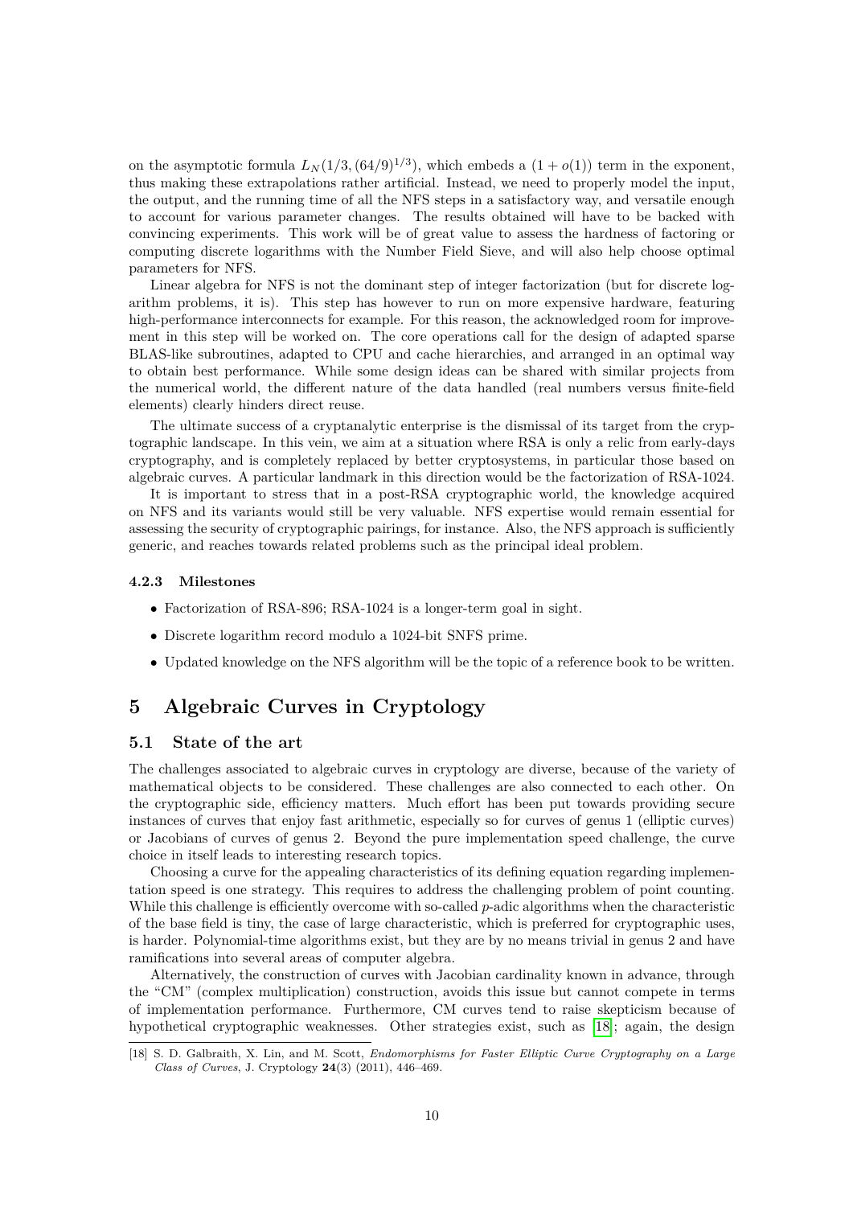on the asymptotic formula $L_N(1/3, (64/9)^{1/3})$, which embeds a $(1 + o(1))$ term in the exponent, thus making these extrapolations rather artificial. Instead, we need to properly model the input, the output, and the running time of all the NFS steps in a satisfactory way, and versatile enough to account for various parameter changes. The results obtained will have to be backed with convincing experiments. This work will be of great value to assess the hardness of factoring or computing discrete logarithms with the Number Field Sieve, and will also help choose optimal parameters for NFS.

Linear algebra for NFS is not the dominant step of integer factorization (but for discrete logarithm problems, it is). This step has however to run on more expensive hardware, featuring high-performance interconnects for example. For this reason, the acknowledged room for improvement in this step will be worked on. The core operations call for the design of adapted sparse BLAS-like subroutines, adapted to CPU and cache hierarchies, and arranged in an optimal way to obtain best performance. While some design ideas can be shared with similar projects from the numerical world, the different nature of the data handled (real numbers versus finite-field elements) clearly hinders direct reuse.

The ultimate success of a cryptanalytic enterprise is the dismissal of its target from the cryptographic landscape. In this vein, we aim at a situation where RSA is only a relic from early-days cryptography, and is completely replaced by better cryptosystems, in particular those based on algebraic curves. A particular landmark in this direction would be the factorization of RSA-1024.

It is important to stress that in a post-RSA cryptographic world, the knowledge acquired on NFS and its variants would still be very valuable. NFS expertise would remain essential for assessing the security of cryptographic pairings, for instance. Also, the NFS approach is sufficiently generic, and reaches towards related problems such as the principal ideal problem.

#### 4.2.3 Milestones

- Factorization of RSA-896; RSA-1024 is a longer-term goal in sight.
- Discrete logarithm record modulo a 1024-bit SNFS prime.
- Updated knowledge on the NFS algorithm will be the topic of a reference book to be written.

## 5 Algebraic Curves in Cryptology

### 5.1 State of the art

The challenges associated to algebraic curves in cryptology are diverse, because of the variety of mathematical objects to be considered. These challenges are also connected to each other. On the cryptographic side, efficiency matters. Much effort has been put towards providing secure instances of curves that enjoy fast arithmetic, especially so for curves of genus 1 (elliptic curves) or Jacobians of curves of genus 2. Beyond the pure implementation speed challenge, the curve choice in itself leads to interesting research topics.

Choosing a curve for the appealing characteristics of its defining equation regarding implementation speed is one strategy. This requires to address the challenging problem of point counting. While this challenge is efficiently overcome with so-called $p$-adic algorithms when the characteristic of the base field is tiny, the case of large characteristic, which is preferred for cryptographic uses, is harder. Polynomial-time algorithms exist, but they are by no means trivial in genus 2 and have ramifications into several areas of computer algebra.

Alternatively, the construction of curves with Jacobian cardinality known in advance, through the "CM" (complex multiplication) construction, avoids this issue but cannot compete in terms of implementation performance. Furthermore, CM curves tend to raise skepticism because of hypothetical cryptographic weaknesses. Other strategies exist, such as [18]; again, the design

[18] S. D. Galbraith, X. Lin, and M. Scott, *Endomorphisms for Faster Elliptic Curve Cryptography on a Large Class of Curves*, J. Cryptology **24**(3) (2011), 446–469.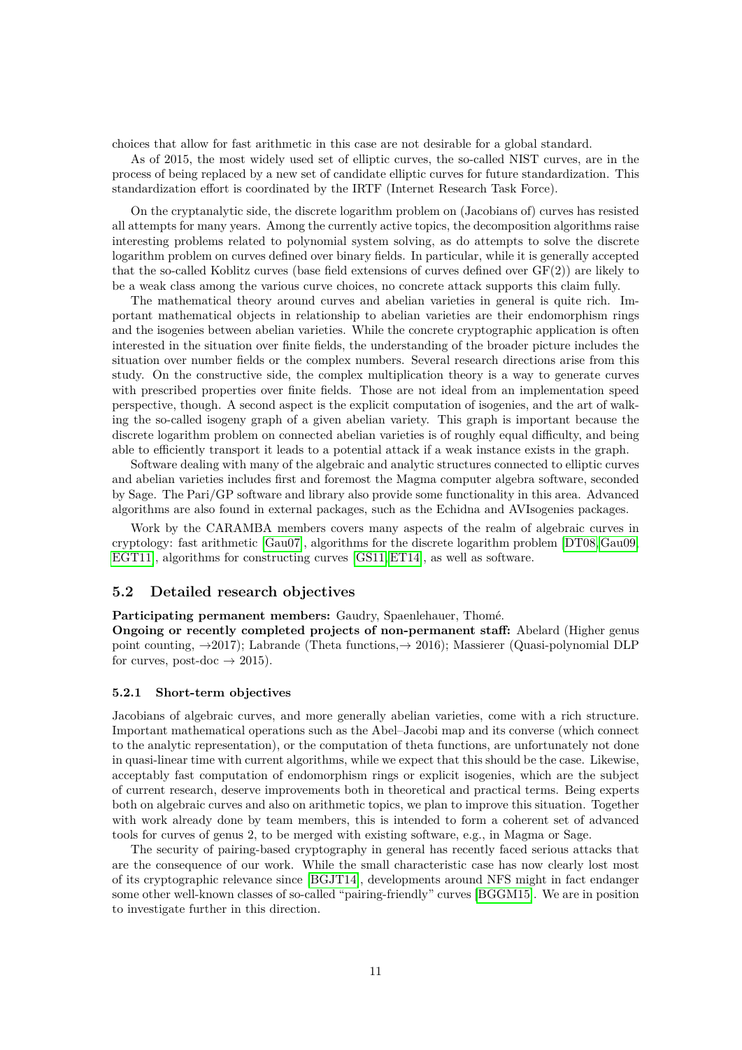choices that allow for fast arithmetic in this case are not desirable for a global standard.

As of 2015, the most widely used set of elliptic curves, the so-called NIST curves, are in the process of being replaced by a new set of candidate elliptic curves for future standardization. This standardization effort is coordinated by the IRTF (Internet Research Task Force).

On the cryptanalytic side, the discrete logarithm problem on (Jacobians of) curves has resisted all attempts for many years. Among the currently active topics, the decomposition algorithms raise interesting problems related to polynomial system solving, as do attempts to solve the discrete logarithm problem on curves defined over binary fields. In particular, while it is generally accepted that the so-called Koblitz curves (base field extensions of curves defined over GF(2)) are likely to be a weak class among the various curve choices, no concrete attack supports this claim fully.

The mathematical theory around curves and abelian varieties in general is quite rich. Important mathematical objects in relationship to abelian varieties are their endomorphism rings and the isogenies between abelian varieties. While the concrete cryptographic application is often interested in the situation over finite fields, the understanding of the broader picture includes the situation over number fields or the complex numbers. Several research directions arise from this study. On the constructive side, the complex multiplication theory is a way to generate curves with prescribed properties over finite fields. Those are not ideal from an implementation speed perspective, though. A second aspect is the explicit computation of isogenies, and the art of walking the so-called isogeny graph of a given abelian variety. This graph is important because the discrete logarithm problem on connected abelian varieties is of roughly equal difficulty, and being able to efficiently transport it leads to a potential attack if a weak instance exists in the graph.

Software dealing with many of the algebraic and analytic structures connected to elliptic curves and abelian varieties includes first and foremost the Magma computer algebra software, seconded by Sage. The Pari/GP software and library also provide some functionality in this area. Advanced algorithms are also found in external packages, such as the Echidna and AVIsogenies packages.

Work by the CARAMBA members covers many aspects of the realm of algebraic curves in cryptology: fast arithmetic [Gau07], algorithms for the discrete logarithm problem [DT08, Gau09, EGT11], algorithms for constructing curves [GS11, ET14], as well as software.

## 5.2 Detailed research objectives

**Participating permanent members:** Gaudry, Spaenlehauer, Thomé.
**Ongoing or recently completed projects of non-permanent staff:** Abelard (Higher genus point counting, $\rightarrow$2017); Labrande (Theta functions, $\rightarrow$ 2016); Massierer (Quasi-polynomial DLP for curves, post-doc $\rightarrow$ 2015).

### 5.2.1 Short-term objectives

Jacobians of algebraic curves, and more generally abelian varieties, come with a rich structure. Important mathematical operations such as the Abel–Jacobi map and its converse (which connect to the analytic representation), or the computation of theta functions, are unfortunately not done in quasi-linear time with current algorithms, while we expect that this should be the case. Likewise, acceptably fast computation of endomorphism rings or explicit isogenies, which are the subject of current research, deserve improvements both in theoretical and practical terms. Being experts both on algebraic curves and also on arithmetic topics, we plan to improve this situation. Together with work already done by team members, this is intended to form a coherent set of advanced tools for curves of genus 2, to be merged with existing software, e.g., in Magma or Sage.

The security of pairing-based cryptography in general has recently faced serious attacks that are the consequence of our work. While the small characteristic case has now clearly lost most of its cryptographic relevance since [BGJT14], developments around NFS might in fact endanger some other well-known classes of so-called "pairing-friendly" curves [BGGM15]. We are in position to investigate further in this direction.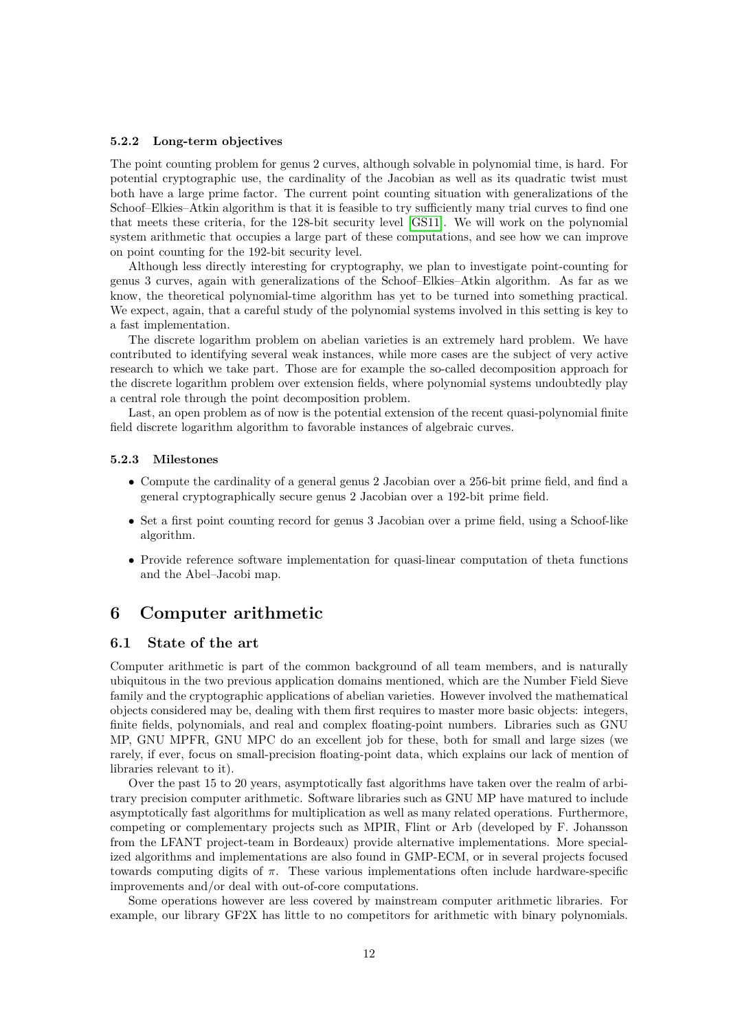#### 5.2.2 Long-term objectives

The point counting problem for genus 2 curves, although solvable in polynomial time, is hard. For potential cryptographic use, the cardinality of the Jacobian as well as its quadratic twist must both have a large prime factor. The current point counting situation with generalizations of the Schoof–Elkies–Atkin algorithm is that it is feasible to try sufficiently many trial curves to find one that meets these criteria, for the 128-bit security level [GS11]. We will work on the polynomial system arithmetic that occupies a large part of these computations, and see how we can improve on point counting for the 192-bit security level.

Although less directly interesting for cryptography, we plan to investigate point-counting for genus 3 curves, again with generalizations of the Schoof–Elkies–Atkin algorithm. As far as we know, the theoretical polynomial-time algorithm has yet to be turned into something practical. We expect, again, that a careful study of the polynomial systems involved in this setting is key to a fast implementation.

The discrete logarithm problem on abelian varieties is an extremely hard problem. We have contributed to identifying several weak instances, while more cases are the subject of very active research to which we take part. Those are for example the so-called decomposition approach for the discrete logarithm problem over extension fields, where polynomial systems undoubtedly play a central role through the point decomposition problem.

Last, an open problem as of now is the potential extension of the recent quasi-polynomial finite field discrete logarithm algorithm to favorable instances of algebraic curves.

#### 5.2.3 Milestones

- Compute the cardinality of a general genus 2 Jacobian over a 256-bit prime field, and find a general cryptographically secure genus 2 Jacobian over a 192-bit prime field.
- Set a first point counting record for genus 3 Jacobian over a prime field, using a Schoof-like algorithm.
- Provide reference software implementation for quasi-linear computation of theta functions and the Abel–Jacobi map.

## 6 Computer arithmetic

### 6.1 State of the art

Computer arithmetic is part of the common background of all team members, and is naturally ubiquitous in the two previous application domains mentioned, which are the Number Field Sieve family and the cryptographic applications of abelian varieties. However involved the mathematical objects considered may be, dealing with them first requires to master more basic objects: integers, finite fields, polynomials, and real and complex floating-point numbers. Libraries such as GNU MP, GNU MPFR, GNU MPC do an excellent job for these, both for small and large sizes (we rarely, if ever, focus on small-precision floating-point data, which explains our lack of mention of libraries relevant to it).

Over the past 15 to 20 years, asymptotically fast algorithms have taken over the realm of arbitrary precision computer arithmetic. Software libraries such as GNU MP have matured to include asymptotically fast algorithms for multiplication as well as many related operations. Furthermore, competing or complementary projects such as MPIR, Flint or Arb (developed by F. Johansson from the LFANT project-team in Bordeaux) provide alternative implementations. More specialized algorithms and implementations are also found in GMP-ECM, or in several projects focused towards computing digits of $\pi$. These various implementations often include hardware-specific improvements and/or deal with out-of-core computations.

Some operations however are less covered by mainstream computer arithmetic libraries. For example, our library GF2X has little to no competitors for arithmetic with binary polynomials.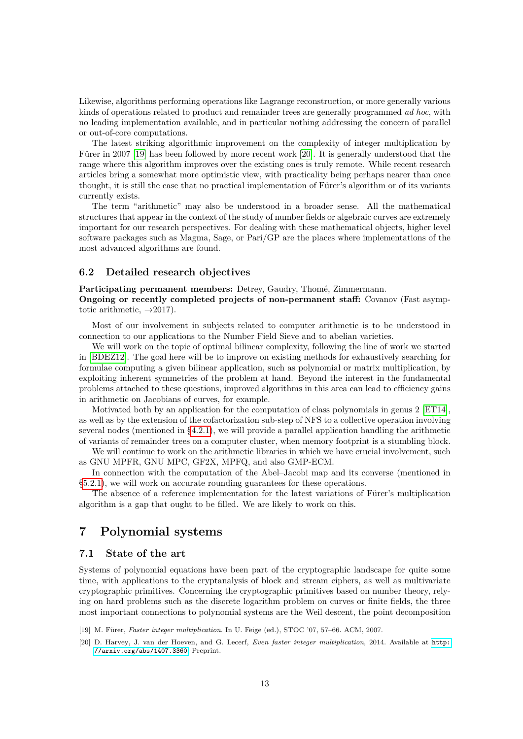Likewise, algorithms performing operations like Lagrange reconstruction, or more generally various kinds of operations related to product and remainder trees are generally programmed *ad hoc*, with no leading implementation available, and in particular nothing addressing the concern of parallel or out-of-core computations.

The latest striking algorithmic improvement on the complexity of integer multiplication by Fürer in 2007 [19] has been followed by more recent work [20]. It is generally understood that the range where this algorithm improves over the existing ones is truly remote. While recent research articles bring a somewhat more optimistic view, with practicality being perhaps nearer than once thought, it is still the case that no practical implementation of Fürer's algorithm or of its variants currently exists.

The term "arithmetic" may also be understood in a broader sense. All the mathematical structures that appear in the context of the study of number fields or algebraic curves are extremely important for our research perspectives. For dealing with these mathematical objects, higher level software packages such as Magma, Sage, or Pari/GP are the places where implementations of the most advanced algorithms are found.

### 6.2 Detailed research objectives

**Participating permanent members:** Detrey, Gaudry, Thomé, Zimmermann.
**Ongoing or recently completed projects of non-permanent staff:** Covanov (Fast asymptotic arithmetic, →2017).

Most of our involvement in subjects related to computer arithmetic is to be understood in connection to our applications to the Number Field Sieve and to abelian varieties.

We will work on the topic of optimal bilinear complexity, following the line of work we started in [BDEZ12]. The goal here will be to improve on existing methods for exhaustively searching for formulae computing a given bilinear application, such as polynomial or matrix multiplication, by exploiting inherent symmetries of the problem at hand. Beyond the interest in the fundamental problems attached to these questions, improved algorithms in this area can lead to efficiency gains in arithmetic on Jacobians of curves, for example.

Motivated both by an application for the computation of class polynomials in genus 2 [ET14], as well as by the extension of the cofactorization sub-step of NFS to a collective operation involving several nodes (mentioned in §4.2.1), we will provide a parallel application handling the arithmetic of variants of remainder trees on a computer cluster, when memory footprint is a stumbling block.

We will continue to work on the arithmetic libraries in which we have crucial involvement, such as GNU MPFR, GNU MPC, GF2X, MPFQ, and also GMP-ECM.

In connection with the computation of the Abel–Jacobi map and its converse (mentioned in §5.2.1), we will work on accurate rounding guarantees for these operations.

The absence of a reference implementation for the latest variations of Fürer's multiplication algorithm is a gap that ought to be filled. We are likely to work on this.

## 7 Polynomial systems

### 7.1 State of the art

Systems of polynomial equations have been part of the cryptographic landscape for quite some time, with applications to the cryptanalysis of block and stream ciphers, as well as multivariate cryptographic primitives. Concerning the cryptographic primitives based on number theory, relying on hard problems such as the discrete logarithm problem on curves or finite fields, the three most important connections to polynomial systems are the Weil descent, the point decomposition

[19] M. Fürer, *Faster integer multiplication*. In U. Feige (ed.), STOC '07, 57–66. ACM, 2007.

[20] D. Harvey, J. van der Hoeven, and G. Lecerf, *Even faster integer multiplication*, 2014. Available at http://arxiv.org/abs/1407.3360. Preprint.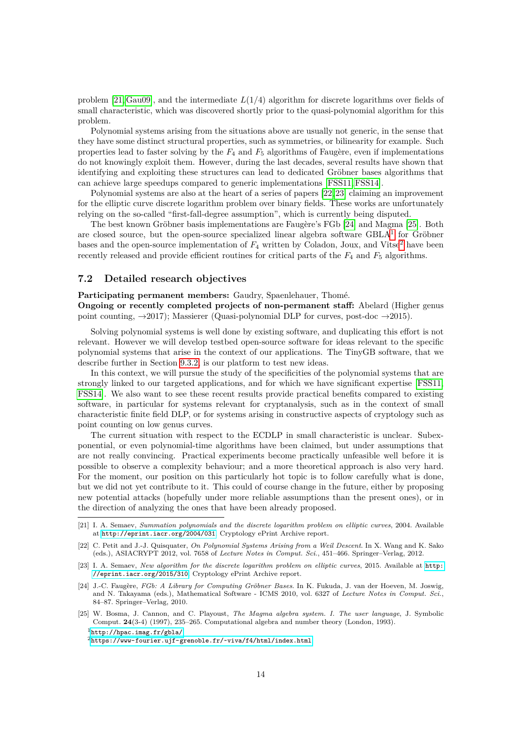problem [21, Gau09], and the intermediate $L(1/4)$ algorithm for discrete logarithms over fields of small characteristic, which was discovered shortly prior to the quasi-polynomial algorithm for this problem.

Polynomial systems arising from the situations above are usually not generic, in the sense that they have some distinct structural properties, such as symmetries, or bilinearity for example. Such properties lead to faster solving by the $F_4$ and $F_5$ algorithms of Faugère, even if implementations do not knowingly exploit them. However, during the last decades, several results have shown that identifying and exploiting these structures can lead to dedicated Gröbner bases algorithms that can achieve large speedups compared to generic implementations [FSS11, FSS14].

Polynomial systems are also at the heart of a series of papers [22, 23] claiming an improvement for the elliptic curve discrete logarithm problem over binary fields. These works are unfortunately relying on the so-called "first-fall-degree assumption", which is currently being disputed.

The best known Gröbner basis implementations are Faugère's FGb [24] and Magma [25]. Both are closed source, but the open-source specialized linear algebra software GBLA[1] for Gröbner bases and the open-source implementation of $F_4$ written by Coladon, Joux, and Vitse[2] have been recently released and provide efficient routines for critical parts of the $F_4$ and $F_5$ algorithms.

## 7.2 Detailed research objectives

**Participating permanent members:** Gaudry, Spaenlehauer, Thomé.
**Ongoing or recently completed projects of non-permanent staff:** Abelard (Higher genus point counting, →2017); Massierer (Quasi-polynomial DLP for curves, post-doc →2015).

Solving polynomial systems is well done by existing software, and duplicating this effort is not relevant. However we will develop testbed open-source software for ideas relevant to the specific polynomial systems that arise in the context of our applications. The TinyGB software, that we describe further in Section 9.3.2, is our platform to test new ideas.

In this context, we will pursue the study of the specificities of the polynomial systems that are strongly linked to our targeted applications, and for which we have significant expertise [FSS11, FSS14]. We also want to see these recent results provide practical benefits compared to existing software, in particular for systems relevant for cryptanalysis, such as in the context of small characteristic finite field DLP, or for systems arising in constructive aspects of cryptology such as point counting on low genus curves.

The current situation with respect to the ECDLP in small characteristic is unclear. Subexponential, or even polynomial-time algorithms have been claimed, but under assumptions that are not really convincing. Practical experiments become practically unfeasible well before it is possible to observe a complexity behaviour; and a more theoretical approach is also very hard. For the moment, our position on this particularly hot topic is to follow carefully what is done, but we did not yet contribute to it. This could of course change in the future, either by proposing new potential attacks (hopefully under more reliable assumptions than the present ones), or in the direction of analyzing the ones that have been already proposed.

---

[21] I. A. Semaev, *Summation polynomials and the discrete logarithm problem on elliptic curves*, 2004. Available at http://eprint.iacr.org/2004/031. Cryptology ePrint Archive report.

[22] C. Petit and J.-J. Quisquater, *On Polynomial Systems Arising from a Weil Descent*. In X. Wang and K. Sako (eds.), ASIACRYPT 2012, vol. 7658 of *Lecture Notes in Comput. Sci.*, 451–466. Springer–Verlag, 2012.

[23] I. A. Semaev, *New algorithm for the discrete logarithm problem on elliptic curves*, 2015. Available at http://eprint.iacr.org/2015/310. Cryptology ePrint Archive report.

[24] J.-C. Faugère, *FGb: A Library for Computing Gröbner Bases*. In K. Fukuda, J. van der Hoeven, M. Joswig, and N. Takayama (eds.), Mathematical Software - ICMS 2010, vol. 6327 of *Lecture Notes in Comput. Sci.*, 84–87. Springer–Verlag, 2010.

[25] W. Bosma, J. Cannon, and C. Playoust, *The Magma algebra system. I. The user language*, J. Symbolic Comput. **24**(3-4) (1997), 235–265. Computational algebra and number theory (London, 1993).

[1] http://hpac.imag.fr/gbla/

[2] https://www-fourier.ujf-grenoble.fr/~viva/f4/html/index.html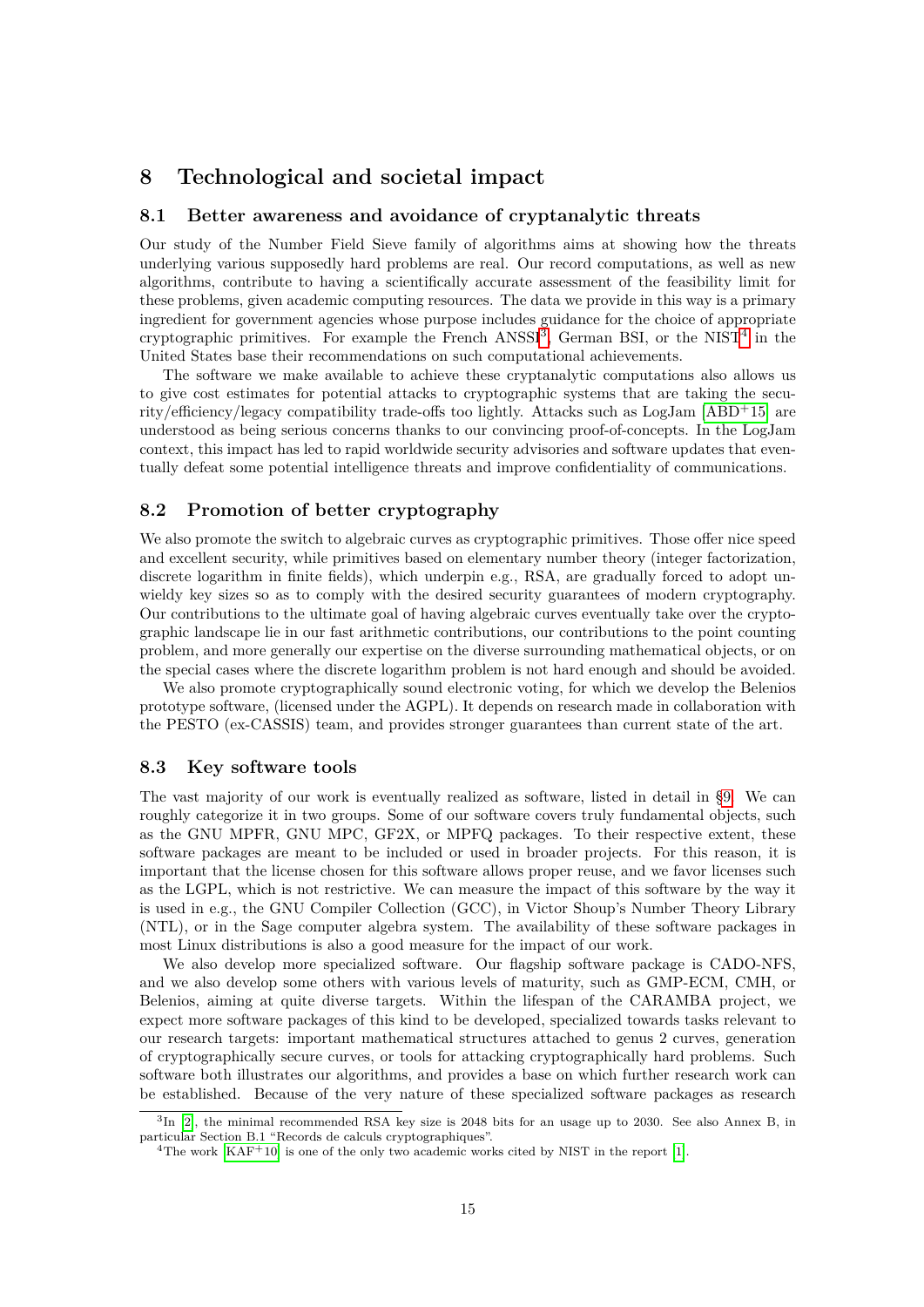# 8 Technological and societal impact

## 8.1 Better awareness and avoidance of cryptanalytic threats

Our study of the Number Field Sieve family of algorithms aims at showing how the threats underlying various supposedly hard problems are real. Our record computations, as well as new algorithms, contribute to having a scientifically accurate assessment of the feasibility limit for these problems, given academic computing resources. The data we provide in this way is a primary ingredient for government agencies whose purpose includes guidance for the choice of appropriate cryptographic primitives. For example the French ANSSI[3], German BSI, or the NIST[4] in the United States base their recommendations on such computational achievements.

The software we make available to achieve these cryptanalytic computations also allows us to give cost estimates for potential attacks to cryptographic systems that are taking the security/efficiency/legacy compatibility trade-offs too lightly. Attacks such as LogJam [ABD+15] are understood as being serious concerns thanks to our convincing proof-of-concepts. In the LogJam context, this impact has led to rapid worldwide security advisories and software updates that eventually defeat some potential intelligence threats and improve confidentiality of communications.

## 8.2 Promotion of better cryptography

We also promote the switch to algebraic curves as cryptographic primitives. Those offer nice speed and excellent security, while primitives based on elementary number theory (integer factorization, discrete logarithm in finite fields), which underpin e.g., RSA, are gradually forced to adopt unwieldy key sizes so as to comply with the desired security guarantees of modern cryptography. Our contributions to the ultimate goal of having algebraic curves eventually take over the cryptographic landscape lie in our fast arithmetic contributions, our contributions to the point counting problem, and more generally our expertise on the diverse surrounding mathematical objects, or on the special cases where the discrete logarithm problem is not hard enough and should be avoided.

We also promote cryptographically sound electronic voting, for which we develop the Belenios prototype software, (licensed under the AGPL). It depends on research made in collaboration with the PESTO (ex-CASSIS) team, and provides stronger guarantees than current state of the art.

## 8.3 Key software tools

The vast majority of our work is eventually realized as software, listed in detail in §9. We can roughly categorize it in two groups. Some of our software covers truly fundamental objects, such as the GNU MPFR, GNU MPC, GF2X, or MPFQ packages. To their respective extent, these software packages are meant to be included or used in broader projects. For this reason, it is important that the license chosen for this software allows proper reuse, and we favor licenses such as the LGPL, which is not restrictive. We can measure the impact of this software by the way it is used in e.g., the GNU Compiler Collection (GCC), in Victor Shoup's Number Theory Library (NTL), or in the Sage computer algebra system. The availability of these software packages in most Linux distributions is also a good measure for the impact of our work.

We also develop more specialized software. Our flagship software package is CADO-NFS, and we also develop some others with various levels of maturity, such as GMP-ECM, CMH, or Belenios, aiming at quite diverse targets. Within the lifespan of the CARAMBA project, we expect more software packages of this kind to be developed, specialized towards tasks relevant to our research targets: important mathematical structures attached to genus 2 curves, generation of cryptographically secure curves, or tools for attacking cryptographically hard problems. Such software both illustrates our algorithms, and provides a base on which further research work can be established. Because of the very nature of these specialized software packages as research

---

[3] In [2], the minimal recommended RSA key size is 2048 bits for an usage up to 2030. See also Annex B, in particular Section B.1 "Records de calculs cryptographiques".

[4] The work [KAF+10] is one of the only two academic works cited by NIST in the report [1].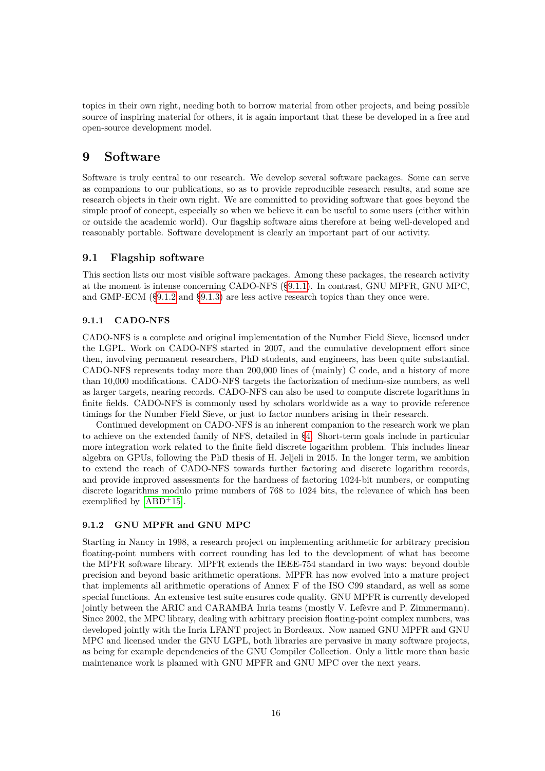topics in their own right, needing both to borrow material from other projects, and being possible source of inspiring material for others, it is again important that these be developed in a free and open-source development model.

# 9 Software

Software is truly central to our research. We develop several software packages. Some can serve as companions to our publications, so as to provide reproducible research results, and some are research objects in their own right. We are committed to providing software that goes beyond the simple proof of concept, especially so when we believe it can be useful to some users (either within or outside the academic world). Our flagship software aims therefore at being well-developed and reasonably portable. Software development is clearly an important part of our activity.

## 9.1 Flagship software

This section lists our most visible software packages. Among these packages, the research activity at the moment is intense concerning CADO-NFS (§9.1.1). In contrast, GNU MPFR, GNU MPC, and GMP-ECM (§9.1.2 and §9.1.3) are less active research topics than they once were.

### 9.1.1 CADO-NFS

CADO-NFS is a complete and original implementation of the Number Field Sieve, licensed under the LGPL. Work on CADO-NFS started in 2007, and the cumulative development effort since then, involving permanent researchers, PhD students, and engineers, has been quite substantial. CADO-NFS represents today more than 200,000 lines of (mainly) C code, and a history of more than 10,000 modifications. CADO-NFS targets the factorization of medium-size numbers, as well as larger targets, nearing records. CADO-NFS can also be used to compute discrete logarithms in finite fields. CADO-NFS is commonly used by scholars worldwide as a way to provide reference timings for the Number Field Sieve, or just to factor numbers arising in their research.

Continued development on CADO-NFS is an inherent companion to the research work we plan to achieve on the extended family of NFS, detailed in §4. Short-term goals include in particular more integration work related to the finite field discrete logarithm problem. This includes linear algebra on GPUs, following the PhD thesis of H. Jeljeli in 2015. In the longer term, we ambition to extend the reach of CADO-NFS towards further factoring and discrete logarithm records, and provide improved assessments for the hardness of factoring 1024-bit numbers, or computing discrete logarithms modulo prime numbers of 768 to 1024 bits, the relevance of which has been exemplified by [ABD+15].

### 9.1.2 GNU MPFR and GNU MPC

Starting in Nancy in 1998, a research project on implementing arithmetic for arbitrary precision floating-point numbers with correct rounding has led to the development of what has become the MPFR software library. MPFR extends the IEEE-754 standard in two ways: beyond double precision and beyond basic arithmetic operations. MPFR has now evolved into a mature project that implements all arithmetic operations of Annex F of the ISO C99 standard, as well as some special functions. An extensive test suite ensures code quality. GNU MPFR is currently developed jointly between the ARIC and CARAMBA Inria teams (mostly V. Lefèvre and P. Zimmermann). Since 2002, the MPC library, dealing with arbitrary precision floating-point complex numbers, was developed jointly with the Inria LFANT project in Bordeaux. Now named GNU MPFR and GNU MPC and licensed under the GNU LGPL, both libraries are pervasive in many software projects, as being for example dependencies of the GNU Compiler Collection. Only a little more than basic maintenance work is planned with GNU MPFR and GNU MPC over the next years.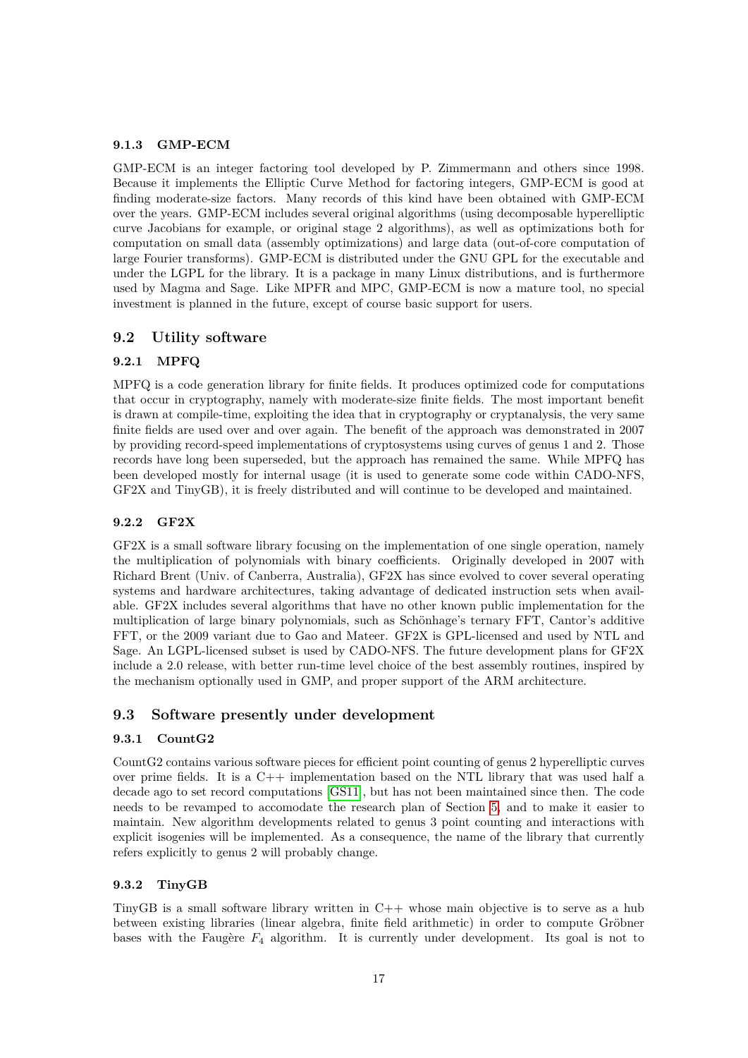#### 9.1.3 GMP-ECM

GMP-ECM is an integer factoring tool developed by P. Zimmermann and others since 1998. Because it implements the Elliptic Curve Method for factoring integers, GMP-ECM is good at finding moderate-size factors. Many records of this kind have been obtained with GMP-ECM over the years. GMP-ECM includes several original algorithms (using decomposable hyperelliptic curve Jacobians for example, or original stage 2 algorithms), as well as optimizations both for computation on small data (assembly optimizations) and large data (out-of-core computation of large Fourier transforms). GMP-ECM is distributed under the GNU GPL for the executable and under the LGPL for the library. It is a package in many Linux distributions, and is furthermore used by Magma and Sage. Like MPFR and MPC, GMP-ECM is now a mature tool, no special investment is planned in the future, except of course basic support for users.

### 9.2 Utility software

#### 9.2.1 MPFQ

MPFQ is a code generation library for finite fields. It produces optimized code for computations that occur in cryptography, namely with moderate-size finite fields. The most important benefit is drawn at compile-time, exploiting the idea that in cryptography or cryptanalysis, the very same finite fields are used over and over again. The benefit of the approach was demonstrated in 2007 by providing record-speed implementations of cryptosystems using curves of genus 1 and 2. Those records have long been superseded, but the approach has remained the same. While MPFQ has been developed mostly for internal usage (it is used to generate some code within CADO-NFS, GF2X and TinyGB), it is freely distributed and will continue to be developed and maintained.

#### 9.2.2 GF2X

GF2X is a small software library focusing on the implementation of one single operation, namely the multiplication of polynomials with binary coefficients. Originally developed in 2007 with Richard Brent (Univ. of Canberra, Australia), GF2X has since evolved to cover several operating systems and hardware architectures, taking advantage of dedicated instruction sets when available. GF2X includes several algorithms that have no other known public implementation for the multiplication of large binary polynomials, such as Schönhage's ternary FFT, Cantor's additive FFT, or the 2009 variant due to Gao and Mateer. GF2X is GPL-licensed and used by NTL and Sage. An LGPL-licensed subset is used by CADO-NFS. The future development plans for GF2X include a 2.0 release, with better run-time level choice of the best assembly routines, inspired by the mechanism optionally used in GMP, and proper support of the ARM architecture.

### 9.3 Software presently under development

#### 9.3.1 CountG2

CountG2 contains various software pieces for efficient point counting of genus 2 hyperelliptic curves over prime fields. It is a C++ implementation based on the NTL library that was used half a decade ago to set record computations [GS11], but has not been maintained since then. The code needs to be revamped to accomodate the research plan of Section 5, and to make it easier to maintain. New algorithm developments related to genus 3 point counting and interactions with explicit isogenies will be implemented. As a consequence, the name of the library that currently refers explicitly to genus 2 will probably change.

#### 9.3.2 TinyGB

TinyGB is a small software library written in C++ whose main objective is to serve as a hub between existing libraries (linear algebra, finite field arithmetic) in order to compute Gröbner bases with the Faugère $F_4$ algorithm. It is currently under development. Its goal is not to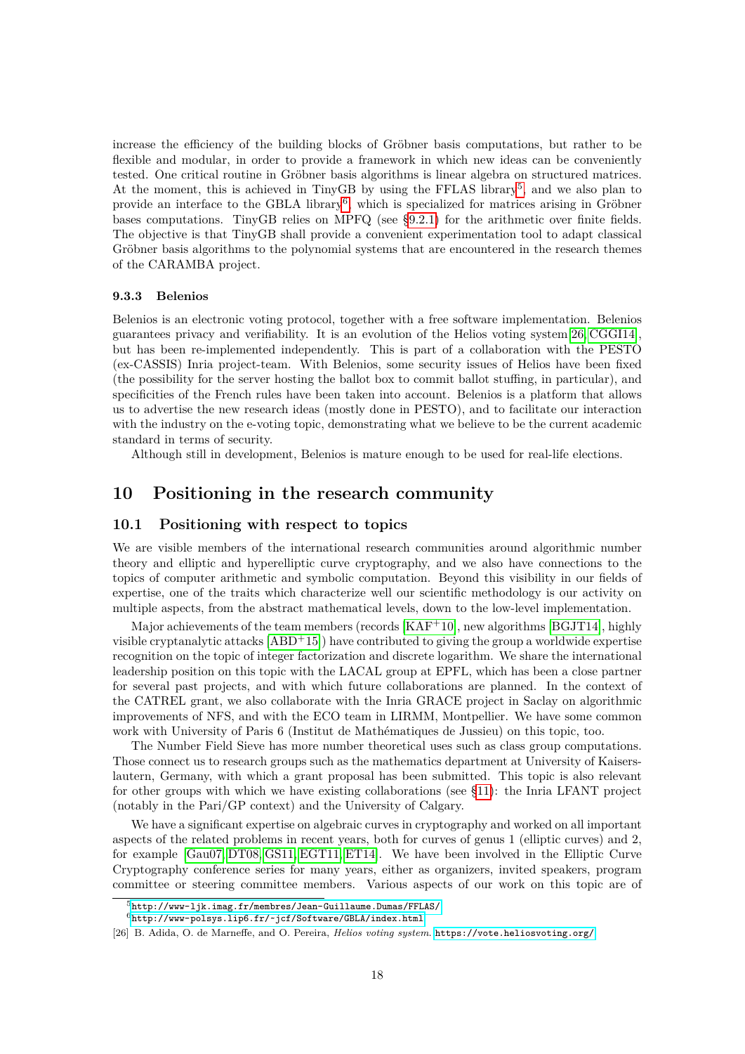increase the efficiency of the building blocks of Gröbner basis computations, but rather to be flexible and modular, in order to provide a framework in which new ideas can be conveniently tested. One critical routine in Gröbner basis algorithms is linear algebra on structured matrices. At the moment, this is achieved in TinyGB by using the FFLAS library[5], and we also plan to provide an interface to the GBLA library[6], which is specialized for matrices arising in Gröbner bases computations. TinyGB relies on MPFQ (see §9.2.1) for the arithmetic over finite fields. The objective is that TinyGB shall provide a convenient experimentation tool to adapt classical Gröbner basis algorithms to the polynomial systems that are encountered in the research themes of the CARAMBA project.

### 9.3.3 Belenios

Belenios is an electronic voting protocol, together with a free software implementation. Belenios guarantees privacy and verifiability. It is an evolution of the Helios voting system[26,CGGI14], but has been re-implemented independently. This is part of a collaboration with the PESTO (ex-CASSIS) Inria project-team. With Belenios, some security issues of Helios have been fixed (the possibility for the server hosting the ballot box to commit ballot stuffing, in particular), and specificities of the French rules have been taken into account. Belenios is a platform that allows us to advertise the new research ideas (mostly done in PESTO), and to facilitate our interaction with the industry on the e-voting topic, demonstrating what we believe to be the current academic standard in terms of security.

Although still in development, Belenios is mature enough to be used for real-life elections.

# 10 Positioning in the research community

## 10.1 Positioning with respect to topics

We are visible members of the international research communities around algorithmic number theory and elliptic and hyperelliptic curve cryptography, and we also have connections to the topics of computer arithmetic and symbolic computation. Beyond this visibility in our fields of expertise, one of the traits which characterize well our scientific methodology is our activity on multiple aspects, from the abstract mathematical levels, down to the low-level implementation.

Major achievements of the team members (records [KAF+10], new algorithms [BGJT14], highly visible cryptanalytic attacks [ABD+15]) have contributed to giving the group a worldwide expertise recognition on the topic of integer factorization and discrete logarithm. We share the international leadership position on this topic with the LACAL group at EPFL, which has been a close partner for several past projects, and with which future collaborations are planned. In the context of the CATREL grant, we also collaborate with the Inria GRACE project in Saclay on algorithmic improvements of NFS, and with the ECO team in LIRMM, Montpellier. We have some common work with University of Paris 6 (Institut de Mathématiques de Jussieu) on this topic, too.

The Number Field Sieve has more number theoretical uses such as class group computations. Those connect us to research groups such as the mathematics department at University of Kaiserslautern, Germany, with which a grant proposal has been submitted. This topic is also relevant for other groups with which we have existing collaborations (see §11): the Inria LFANT project (notably in the Pari/GP context) and the University of Calgary.

We have a significant expertise on algebraic curves in cryptography and worked on all important aspects of the related problems in recent years, both for curves of genus 1 (elliptic curves) and 2, for example [Gau07, DT08, GS11, EGT11, ET14]. We have been involved in the Elliptic Curve Cryptography conference series for many years, either as organizers, invited speakers, program committee or steering committee members. Various aspects of our work on this topic are of

[5] http://www-ljk.imag.fr/membres/Jean-Guillaume.Dumas/FFLAS/

[6] http://www-polsys.lip6.fr/~jcf/Software/GBLA/index.html

[26] B. Adida, O. de Marneffe, and O. Pereira, *Helios voting system*. https://vote.heliosvoting.org/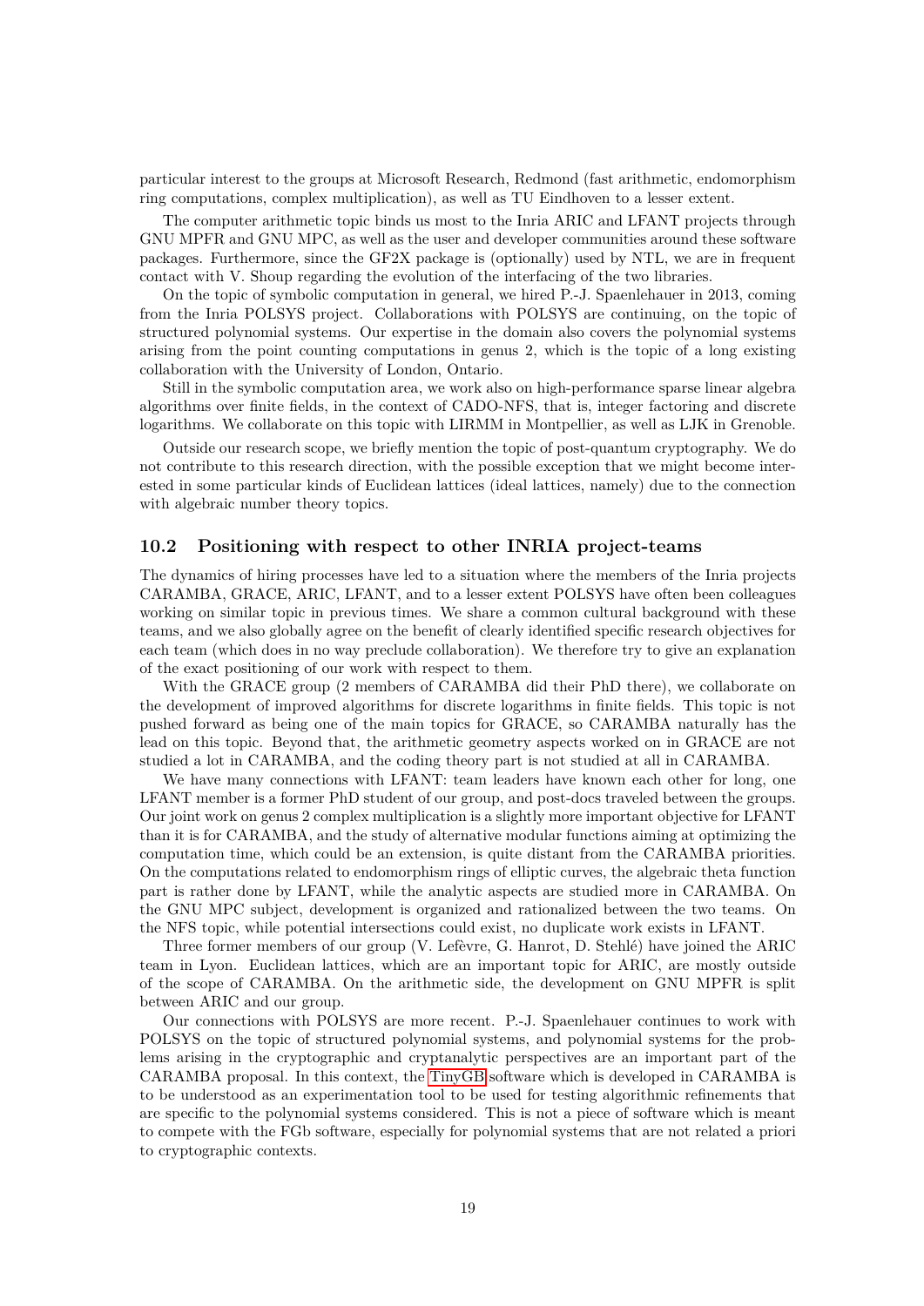particular interest to the groups at Microsoft Research, Redmond (fast arithmetic, endomorphism ring computations, complex multiplication), as well as TU Eindhoven to a lesser extent.

The computer arithmetic topic binds us most to the Inria ARIC and LFANT projects through GNU MPFR and GNU MPC, as well as the user and developer communities around these software packages. Furthermore, since the GF2X package is (optionally) used by NTL, we are in frequent contact with V. Shoup regarding the evolution of the interfacing of the two libraries.

On the topic of symbolic computation in general, we hired P.-J. Spaenlehauer in 2013, coming from the Inria POLSYS project. Collaborations with POLSYS are continuing, on the topic of structured polynomial systems. Our expertise in the domain also covers the polynomial systems arising from the point counting computations in genus 2, which is the topic of a long existing collaboration with the University of London, Ontario.

Still in the symbolic computation area, we work also on high-performance sparse linear algebra algorithms over finite fields, in the context of CADO-NFS, that is, integer factoring and discrete logarithms. We collaborate on this topic with LIRMM in Montpellier, as well as LJK in Grenoble.

Outside our research scope, we briefly mention the topic of post-quantum cryptography. We do not contribute to this research direction, with the possible exception that we might become interested in some particular kinds of Euclidean lattices (ideal lattices, namely) due to the connection with algebraic number theory topics.

## 10.2 Positioning with respect to other INRIA project-teams

The dynamics of hiring processes have led to a situation where the members of the Inria projects CARAMBA, GRACE, ARIC, LFANT, and to a lesser extent POLSYS have often been colleagues working on similar topic in previous times. We share a common cultural background with these teams, and we also globally agree on the benefit of clearly identified specific research objectives for each team (which does in no way preclude collaboration). We therefore try to give an explanation of the exact positioning of our work with respect to them.

With the GRACE group (2 members of CARAMBA did their PhD there), we collaborate on the development of improved algorithms for discrete logarithms in finite fields. This topic is not pushed forward as being one of the main topics for GRACE, so CARAMBA naturally has the lead on this topic. Beyond that, the arithmetic geometry aspects worked on in GRACE are not studied a lot in CARAMBA, and the coding theory part is not studied at all in CARAMBA.

We have many connections with LFANT: team leaders have known each other for long, one LFANT member is a former PhD student of our group, and post-docs traveled between the groups. Our joint work on genus 2 complex multiplication is a slightly more important objective for LFANT than it is for CARAMBA, and the study of alternative modular functions aiming at optimizing the computation time, which could be an extension, is quite distant from the CARAMBA priorities. On the computations related to endomorphism rings of elliptic curves, the algebraic theta function part is rather done by LFANT, while the analytic aspects are studied more in CARAMBA. On the GNU MPC subject, development is organized and rationalized between the two teams. On the NFS topic, while potential intersections could exist, no duplicate work exists in LFANT.

Three former members of our group (V. Lefèvre, G. Hanrot, D. Stehlé) have joined the ARIC team in Lyon. Euclidean lattices, which are an important topic for ARIC, are mostly outside of the scope of CARAMBA. On the arithmetic side, the development on GNU MPFR is split between ARIC and our group.

Our connections with POLSYS are more recent. P.-J. Spaenlehauer continues to work with POLSYS on the topic of structured polynomial systems, and polynomial systems for the problems arising in the cryptographic and cryptanalytic perspectives are an important part of the CARAMBA proposal. In this context, the TinyGB software which is developed in CARAMBA is to be understood as an experimentation tool to be used for testing algorithmic refinements that are specific to the polynomial systems considered. This is not a piece of software which is meant to compete with the FGb software, especially for polynomial systems that are not related a priori to cryptographic contexts.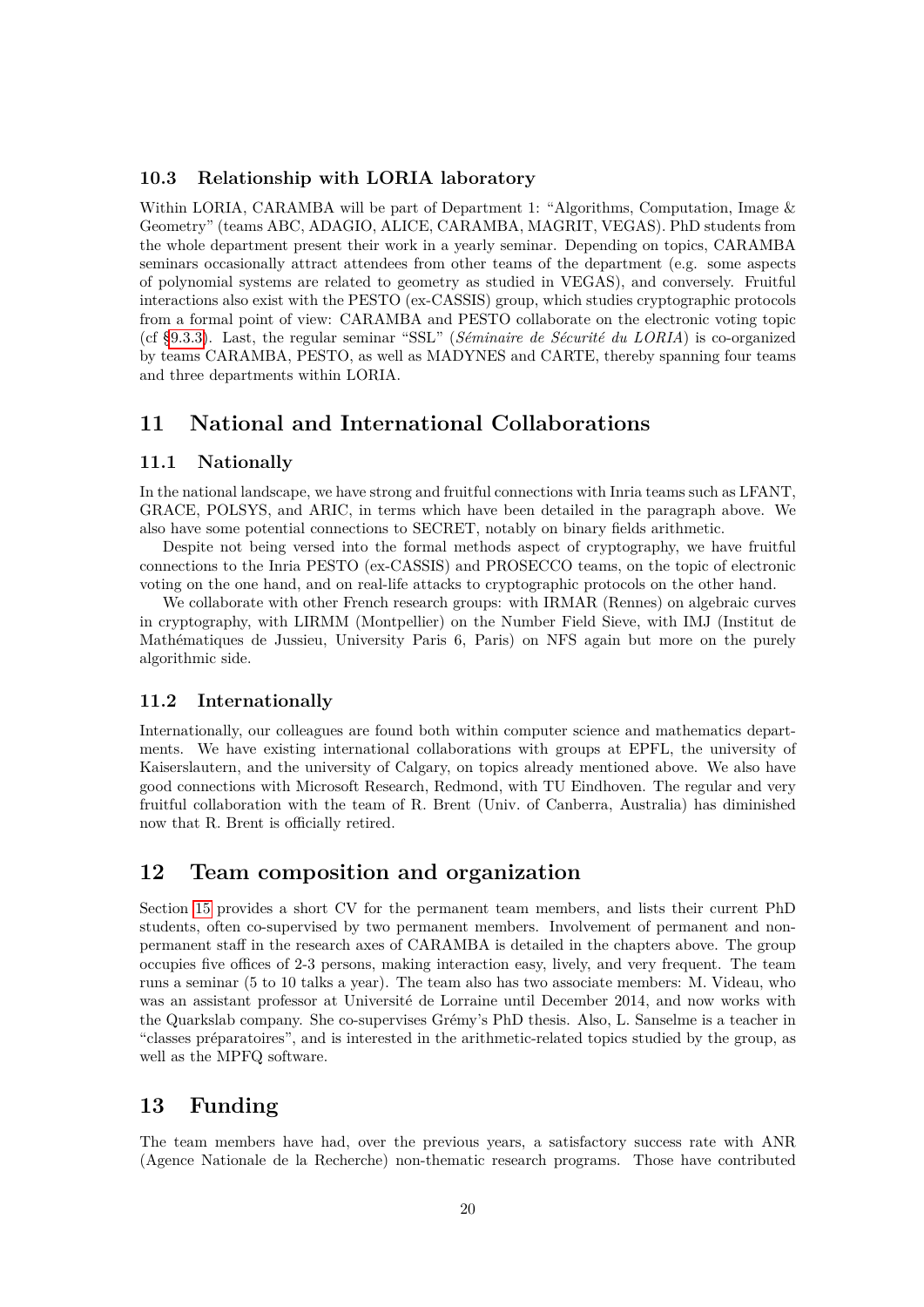### 10.3 Relationship with LORIA laboratory

Within LORIA, CARAMBA will be part of Department 1: "Algorithms, Computation, Image & Geometry" (teams ABC, ADAGIO, ALICE, CARAMBA, MAGRIT, VEGAS). PhD students from the whole department present their work in a yearly seminar. Depending on topics, CARAMBA seminars occasionally attract attendees from other teams of the department (e.g. some aspects of polynomial systems are related to geometry as studied in VEGAS), and conversely. Fruitful interactions also exist with the PESTO (ex-CASSIS) group, which studies cryptographic protocols from a formal point of view: CARAMBA and PESTO collaborate on the electronic voting topic (cf §9.3.3). Last, the regular seminar "SSL" (*Séminaire de Sécurité du LORIA*) is co-organized by teams CARAMBA, PESTO, as well as MADYNES and CARTE, thereby spanning four teams and three departments within LORIA.

## 11 National and International Collaborations

### 11.1 Nationally

In the national landscape, we have strong and fruitful connections with Inria teams such as LFANT, GRACE, POLSYS, and ARIC, in terms which have been detailed in the paragraph above. We also have some potential connections to SECRET, notably on binary fields arithmetic.

Despite not being versed into the formal methods aspect of cryptography, we have fruitful connections to the Inria PESTO (ex-CASSIS) and PROSECCO teams, on the topic of electronic voting on the one hand, and on real-life attacks to cryptographic protocols on the other hand.

We collaborate with other French research groups: with IRMAR (Rennes) on algebraic curves in cryptography, with LIRMM (Montpellier) on the Number Field Sieve, with IMJ (Institut de Mathématiques de Jussieu, University Paris 6, Paris) on NFS again but more on the purely algorithmic side.

### 11.2 Internationally

Internationally, our colleagues are found both within computer science and mathematics departments. We have existing international collaborations with groups at EPFL, the university of Kaiserslautern, and the university of Calgary, on topics already mentioned above. We also have good connections with Microsoft Research, Redmond, with TU Eindhoven. The regular and very fruitful collaboration with the team of R. Brent (Univ. of Canberra, Australia) has diminished now that R. Brent is officially retired.

## 12 Team composition and organization

Section 15 provides a short CV for the permanent team members, and lists their current PhD students, often co-supervised by two permanent members. Involvement of permanent and non-permanent staff in the research axes of CARAMBA is detailed in the chapters above. The group occupies five offices of 2-3 persons, making interaction easy, lively, and very frequent. The team runs a seminar (5 to 10 talks a year). The team also has two associate members: M. Videau, who was an assistant professor at Université de Lorraine until December 2014, and now works with the Quarkslab company. She co-supervises Grémy's PhD thesis. Also, L. Sanselme is a teacher in "classes préparatoires", and is interested in the arithmetic-related topics studied by the group, as well as the MPFQ software.

## 13 Funding

The team members have had, over the previous years, a satisfactory success rate with ANR (Agence Nationale de la Recherche) non-thematic research programs. Those have contributed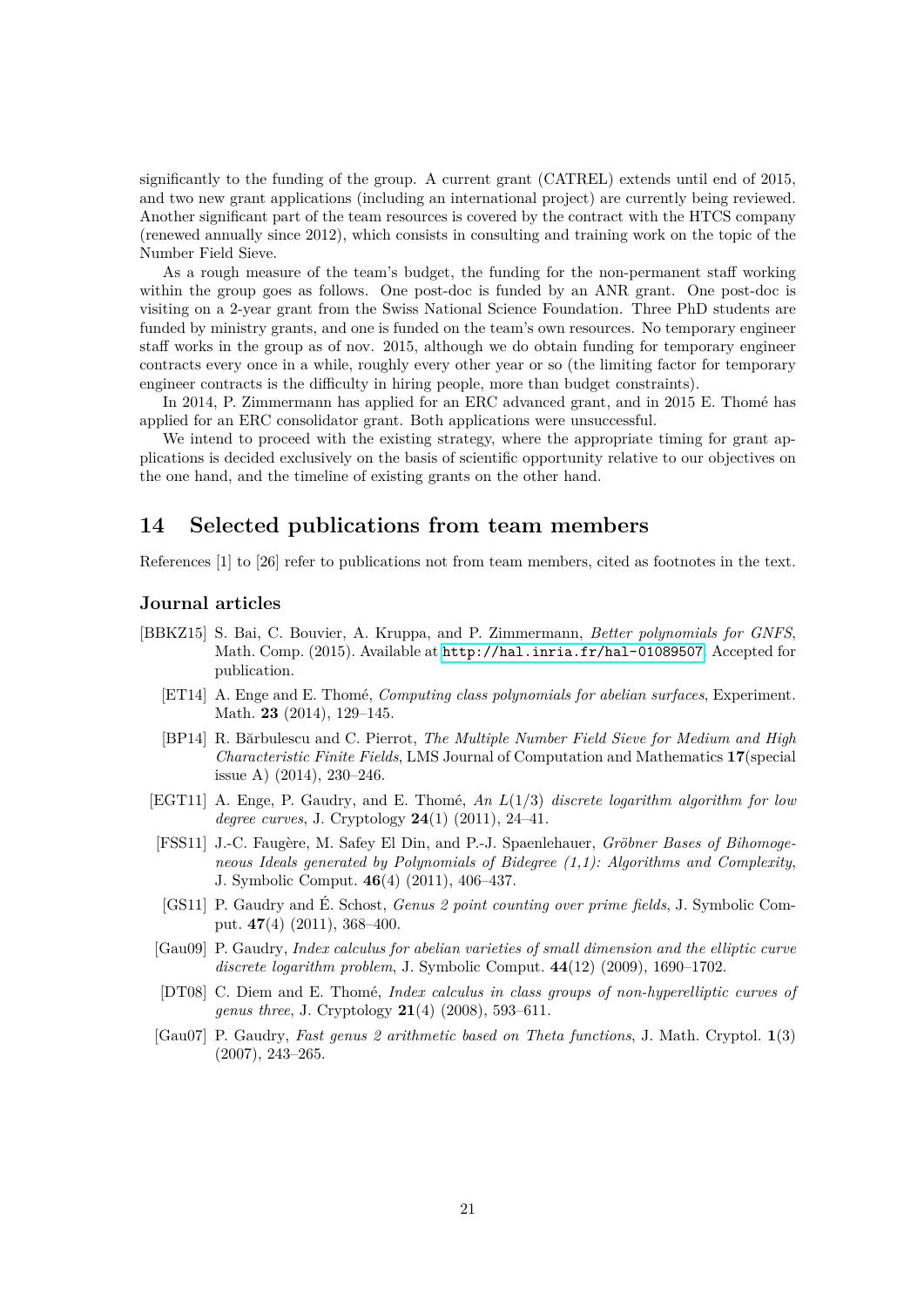significantly to the funding of the group. A current grant (CATREL) extends until end of 2015, and two new grant applications (including an international project) are currently being reviewed. Another significant part of the team resources is covered by the contract with the HTCS company (renewed annually since 2012), which consists in consulting and training work on the topic of the Number Field Sieve.

As a rough measure of the team's budget, the funding for the non-permanent staff working within the group goes as follows. One post-doc is funded by an ANR grant. One post-doc is visiting on a 2-year grant from the Swiss National Science Foundation. Three PhD students are funded by ministry grants, and one is funded on the team's own resources. No temporary engineer staff works in the group as of nov. 2015, although we do obtain funding for temporary engineer contracts every once in a while, roughly every other year or so (the limiting factor for temporary engineer contracts is the difficulty in hiring people, more than budget constraints).

In 2014, P. Zimmermann has applied for an ERC advanced grant, and in 2015 E. Thomé has applied for an ERC consolidator grant. Both applications were unsuccessful.

We intend to proceed with the existing strategy, where the appropriate timing for grant applications is decided exclusively on the basis of scientific opportunity relative to our objectives on the one hand, and the timeline of existing grants on the other hand.

# 14 Selected publications from team members

References [1] to [26] refer to publications not from team members, cited as footnotes in the text.

### Journal articles

[BBKZ15] S. Bai, C. Bouvier, A. Kruppa, and P. Zimmermann, *Better polynomials for GNFS*, Math. Comp. (2015). Available at http://hal.inria.fr/hal-01089507. Accepted for publication.

[ET14] A. Enge and E. Thomé, *Computing class polynomials for abelian surfaces*, Experiment. Math. **23** (2014), 129–145.

[BP14] R. Bărbulescu and C. Pierrot, *The Multiple Number Field Sieve for Medium and High Characteristic Finite Fields*, LMS Journal of Computation and Mathematics **17**(special issue A) (2014), 230–246.

[EGT11] A. Enge, P. Gaudry, and E. Thomé, *An $L(1/3)$ discrete logarithm algorithm for low degree curves*, J. Cryptology **24**(1) (2011), 24–41.

[FSS11] J.-C. Faugère, M. Safey El Din, and P.-J. Spaenlehauer, *Gröbner Bases of Bihomogeneous Ideals generated by Polynomials of Bidegree (1,1): Algorithms and Complexity*, J. Symbolic Comput. **46**(4) (2011), 406–437.

[GS11] P. Gaudry and É. Schost, *Genus 2 point counting over prime fields*, J. Symbolic Comput. **47**(4) (2011), 368–400.

[Gau09] P. Gaudry, *Index calculus for abelian varieties of small dimension and the elliptic curve discrete logarithm problem*, J. Symbolic Comput. **44**(12) (2009), 1690–1702.

[DT08] C. Diem and E. Thomé, *Index calculus in class groups of non-hyperelliptic curves of genus three*, J. Cryptology **21**(4) (2008), 593–611.

[Gau07] P. Gaudry, *Fast genus 2 arithmetic based on Theta functions*, J. Math. Cryptol. **1**(3) (2007), 243–265.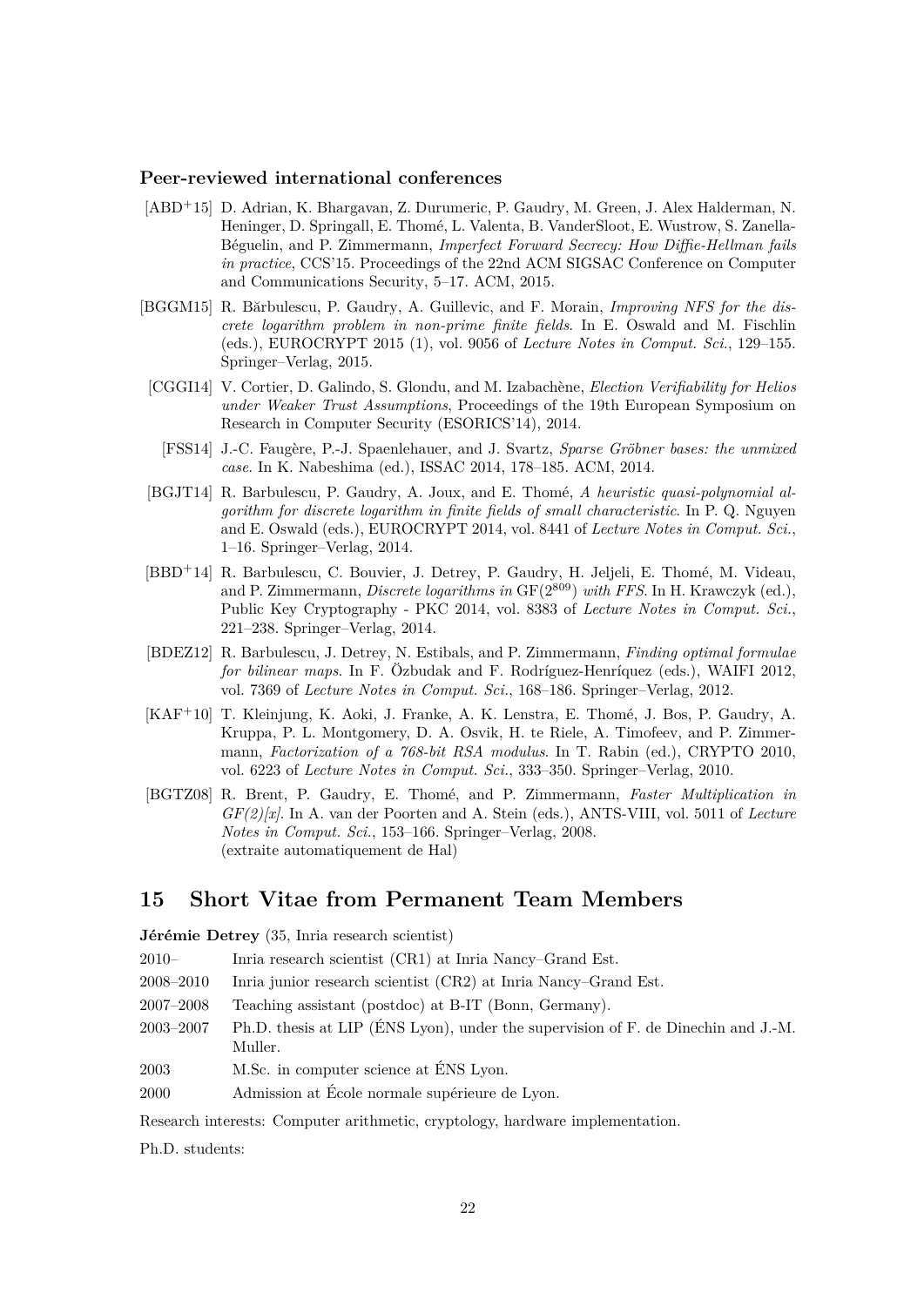### Peer-reviewed international conferences

- [ABD+15] D. Adrian, K. Bhargavan, Z. Durumeric, P. Gaudry, M. Green, J. Alex Halderman, N. Heninger, D. Springall, E. Thomé, L. Valenta, B. VanderSloot, E. Wustrow, S. Zanella-Béguelin, and P. Zimmermann, *Imperfect Forward Secrecy: How Diffie-Hellman fails in practice*, CCS'15. Proceedings of the 22nd ACM SIGSAC Conference on Computer and Communications Security, 5–17. ACM, 2015.
- [BGGM15] R. Bărbulescu, P. Gaudry, A. Guillevic, and F. Morain, *Improving NFS for the discrete logarithm problem in non-prime finite fields*. In E. Oswald and M. Fischlin (eds.), EUROCRYPT 2015 (1), vol. 9056 of *Lecture Notes in Comput. Sci.*, 129–155. Springer–Verlag, 2015.
- [CGGI14] V. Cortier, D. Galindo, S. Glondu, and M. Izabachène, *Election Verifiability for Helios under Weaker Trust Assumptions*, Proceedings of the 19th European Symposium on Research in Computer Security (ESORICS'14), 2014.
- [FSS14] J.-C. Faugère, P.-J. Spaenlehauer, and J. Svartz, *Sparse Gröbner bases: the unmixed case*. In K. Nabeshima (ed.), ISSAC 2014, 178–185. ACM, 2014.
- [BGJT14] R. Barbulescu, P. Gaudry, A. Joux, and E. Thomé, *A heuristic quasi-polynomial algorithm for discrete logarithm in finite fields of small characteristic*. In P. Q. Nguyen and E. Oswald (eds.), EUROCRYPT 2014, vol. 8441 of *Lecture Notes in Comput. Sci.*, 1–16. Springer–Verlag, 2014.
- [BBD+14] R. Barbulescu, C. Bouvier, J. Detrey, P. Gaudry, H. Jeljeli, E. Thomé, M. Videau, and P. Zimmermann, *Discrete logarithms in* $\mathrm{GF}(2^{809})$ *with FFS*. In H. Krawczyk (ed.), Public Key Cryptography - PKC 2014, vol. 8383 of *Lecture Notes in Comput. Sci.*, 221–238. Springer–Verlag, 2014.
- [BDEZ12] R. Barbulescu, J. Detrey, N. Estibals, and P. Zimmermann, *Finding optimal formulae for bilinear maps*. In F. Özbudak and F. Rodríguez-Henríquez (eds.), WAIFI 2012, vol. 7369 of *Lecture Notes in Comput. Sci.*, 168–186. Springer–Verlag, 2012.
- [KAF+10] T. Kleinjung, K. Aoki, J. Franke, A. K. Lenstra, E. Thomé, J. Bos, P. Gaudry, A. Kruppa, P. L. Montgomery, D. A. Osvik, H. te Riele, A. Timofeev, and P. Zimmermann, *Factorization of a 768-bit RSA modulus*. In T. Rabin (ed.), CRYPTO 2010, vol. 6223 of *Lecture Notes in Comput. Sci.*, 333–350. Springer–Verlag, 2010.
- [BGTZ08] R. Brent, P. Gaudry, E. Thomé, and P. Zimmermann, *Faster Multiplication in GF(2)[x]*. In A. van der Poorten and A. Stein (eds.), ANTS-VIII, vol. 5011 of *Lecture Notes in Comput. Sci.*, 153–166. Springer–Verlag, 2008.
  (extraite automatiquement de Hal)

## 15 Short Vitae from Permanent Team Members

**Jérémie Detrey** (35, Inria research scientist)

| | |
|---|---|
| 2010– | Inria research scientist (CR1) at Inria Nancy–Grand Est. |
| 2008–2010 | Inria junior research scientist (CR2) at Inria Nancy–Grand Est. |
| 2007–2008 | Teaching assistant (postdoc) at B-IT (Bonn, Germany). |
| 2003–2007 | Ph.D. thesis at LIP (ÉNS Lyon), under the supervision of F. de Dinechin and J.-M. Muller. |
| 2003 | M.Sc. in computer science at ÉNS Lyon. |
| 2000 | Admission at École normale supérieure de Lyon. |

Research interests: Computer arithmetic, cryptology, hardware implementation.

Ph.D. students: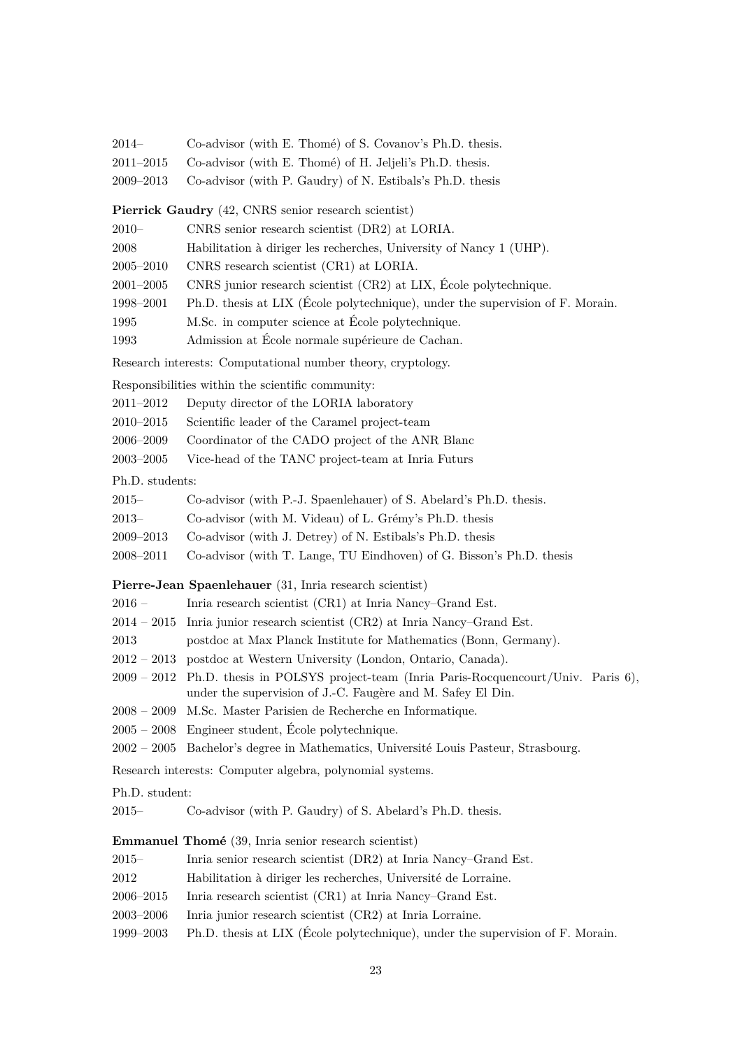| | |
|---|---|
| 2014– | Co-advisor (with E. Thomé) of S. Covanov's Ph.D. thesis. |
| 2011–2015 | Co-advisor (with E. Thomé) of H. Jeljeli's Ph.D. thesis. |
| 2009–2013 | Co-advisor (with P. Gaudry) of N. Estibals's Ph.D. thesis |

**Pierrick Gaudry** (42, CNRS senior research scientist)

| | |
|---|---|
| 2010– | CNRS senior research scientist (DR2) at LORIA. |
| 2008 | Habilitation à diriger les recherches, University of Nancy 1 (UHP). |
| 2005–2010 | CNRS research scientist (CR1) at LORIA. |
| 2001–2005 | CNRS junior research scientist (CR2) at LIX, École polytechnique. |
| 1998–2001 | Ph.D. thesis at LIX (École polytechnique), under the supervision of F. Morain. |
| 1995 | M.Sc. in computer science at École polytechnique. |
| 1993 | Admission at École normale supérieure de Cachan. |

Research interests: Computational number theory, cryptology.

Responsibilities within the scientific community:

| | |
|---|---|
| 2011–2012 | Deputy director of the LORIA laboratory |
| 2010–2015 | Scientific leader of the Caramel project-team |
| 2006–2009 | Coordinator of the CADO project of the ANR Blanc |
| 2003–2005 | Vice-head of the TANC project-team at Inria Futurs |

Ph.D. students:

| | |
|---|---|
| 2015– | Co-advisor (with P.-J. Spaenlehauer) of S. Abelard's Ph.D. thesis. |
| 2013– | Co-advisor (with M. Videau) of L. Grémy's Ph.D. thesis |
| 2009–2013 | Co-advisor (with J. Detrey) of N. Estibals's Ph.D. thesis |
| 2008–2011 | Co-advisor (with T. Lange, TU Eindhoven) of G. Bisson's Ph.D. thesis |

**Pierre-Jean Spaenlehauer** (31, Inria research scientist)

| | |
|---|---|
| 2016 – | Inria research scientist (CR1) at Inria Nancy–Grand Est. |
| 2014 – 2015 | Inria junior research scientist (CR2) at Inria Nancy–Grand Est. |
| 2013 | postdoc at Max Planck Institute for Mathematics (Bonn, Germany). |
| 2012 – 2013 | postdoc at Western University (London, Ontario, Canada). |
| 2009 – 2012 | Ph.D. thesis in POLSYS project-team (Inria Paris-Rocquencourt/Univ. Paris 6), under the supervision of J.-C. Faugère and M. Safey El Din. |
| 2008 – 2009 | M.Sc. Master Parisien de Recherche en Informatique. |
| 2005 – 2008 | Engineer student, École polytechnique. |
| 2002 – 2005 | Bachelor's degree in Mathematics, Université Louis Pasteur, Strasbourg. |

Research interests: Computer algebra, polynomial systems.

Ph.D. student:

| | |
|---|---|
| 2015– | Co-advisor (with P. Gaudry) of S. Abelard's Ph.D. thesis. |

**Emmanuel Thomé** (39, Inria senior research scientist)

| | |
|---|---|
| 2015– | Inria senior research scientist (DR2) at Inria Nancy–Grand Est. |
| 2012 | Habilitation à diriger les recherches, Université de Lorraine. |
| 2006–2015 | Inria research scientist (CR1) at Inria Nancy–Grand Est. |
| 2003–2006 | Inria junior research scientist (CR2) at Inria Lorraine. |
| 1999–2003 | Ph.D. thesis at LIX (École polytechnique), under the supervision of F. Morain. |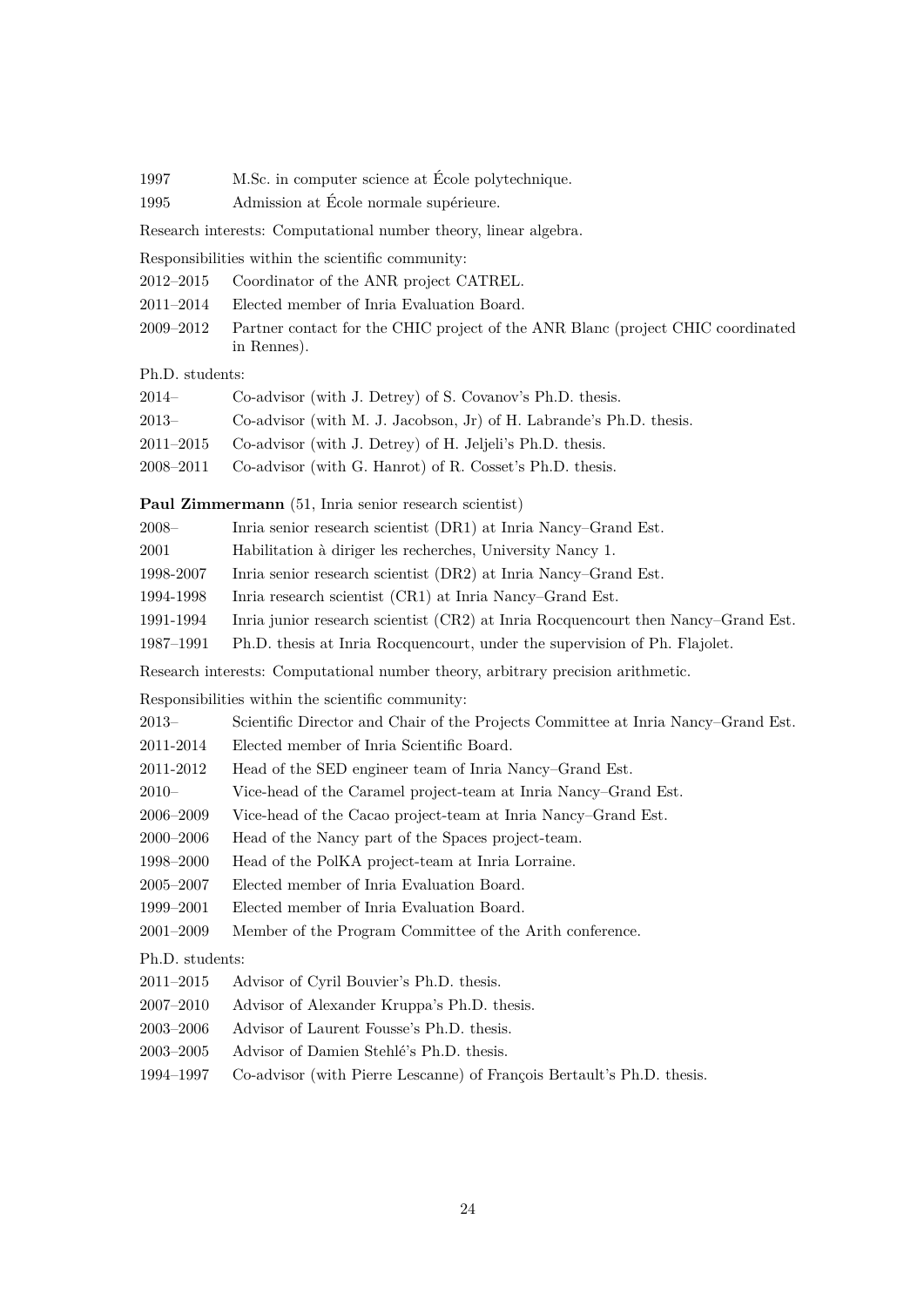| | |
|---|---|
| 1997 | M.Sc. in computer science at École polytechnique. |
| 1995 | Admission at École normale supérieure. |

Research interests: Computational number theory, linear algebra.

Responsibilities within the scientific community:

| | |
|---|---|
| 2012–2015 | Coordinator of the ANR project CATREL. |
| 2011–2014 | Elected member of Inria Evaluation Board. |
| 2009–2012 | Partner contact for the CHIC project of the ANR Blanc (project CHIC coordinated in Rennes). |

Ph.D. students:

| | |
|---|---|
| 2014– | Co-advisor (with J. Detrey) of S. Covanov's Ph.D. thesis. |
| 2013– | Co-advisor (with M. J. Jacobson, Jr) of H. Labrande's Ph.D. thesis. |
| 2011–2015 | Co-advisor (with J. Detrey) of H. Jeljeli's Ph.D. thesis. |
| 2008–2011 | Co-advisor (with G. Hanrot) of R. Cosset's Ph.D. thesis. |

**Paul Zimmermann** (51, Inria senior research scientist)

| | |
|---|---|
| 2008– | Inria senior research scientist (DR1) at Inria Nancy–Grand Est. |
| 2001 | Habilitation à diriger les recherches, University Nancy 1. |
| 1998-2007 | Inria senior research scientist (DR2) at Inria Nancy–Grand Est. |
| 1994-1998 | Inria research scientist (CR1) at Inria Nancy–Grand Est. |
| 1991-1994 | Inria junior research scientist (CR2) at Inria Rocquencourt then Nancy–Grand Est. |
| 1987–1991 | Ph.D. thesis at Inria Rocquencourt, under the supervision of Ph. Flajolet. |

Research interests: Computational number theory, arbitrary precision arithmetic.

Responsibilities within the scientific community:

| | |
|---|---|
| 2013– | Scientific Director and Chair of the Projects Committee at Inria Nancy–Grand Est. |
| 2011-2014 | Elected member of Inria Scientific Board. |
| 2011-2012 | Head of the SED engineer team of Inria Nancy–Grand Est. |
| 2010– | Vice-head of the Caramel project-team at Inria Nancy–Grand Est. |
| 2006–2009 | Vice-head of the Cacao project-team at Inria Nancy–Grand Est. |
| 2000–2006 | Head of the Nancy part of the Spaces project-team. |
| 1998–2000 | Head of the PolKA project-team at Inria Lorraine. |
| 2005–2007 | Elected member of Inria Evaluation Board. |
| 1999–2001 | Elected member of Inria Evaluation Board. |
| 2001–2009 | Member of the Program Committee of the Arith conference. |

Ph.D. students:

| | |
|---|---|
| 2011–2015 | Advisor of Cyril Bouvier's Ph.D. thesis. |
| 2007–2010 | Advisor of Alexander Kruppa's Ph.D. thesis. |
| 2003–2006 | Advisor of Laurent Fousse's Ph.D. thesis. |
| 2003–2005 | Advisor of Damien Stehlé's Ph.D. thesis. |
| 1994–1997 | Co-advisor (with Pierre Lescanne) of François Bertault's Ph.D. thesis. |